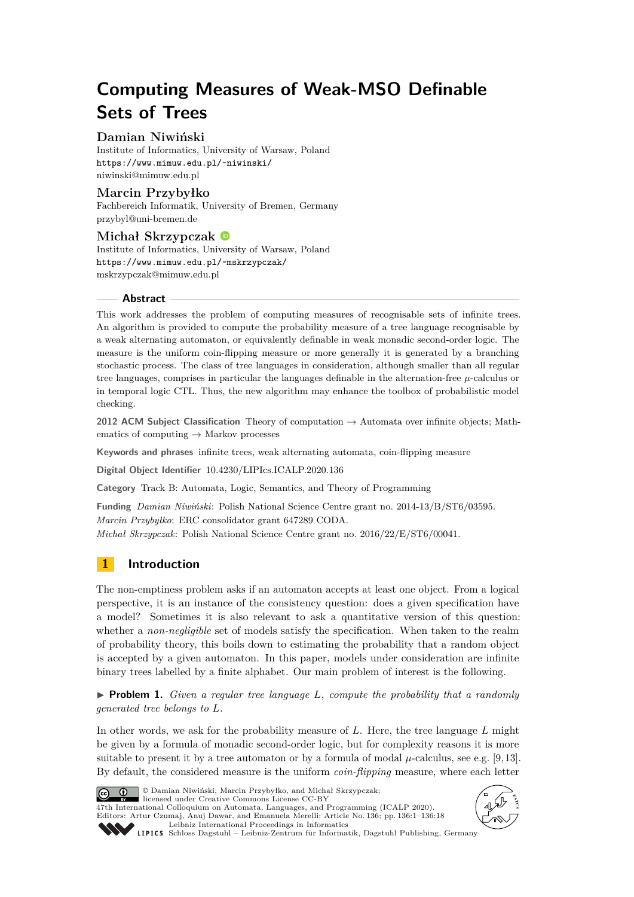# Computing Measures of Weak-MSO Definable Sets of Trees

**Damian Niwiński**
Institute of Informatics, University of Warsaw, Poland
https://www.mimuw.edu.pl/~niwinski/
niwinski@mimuw.edu.pl

**Marcin Przybyłko**
Fachbereich Informatik, University of Bremen, Germany
przybyl@uni-bremen.de

**Michał Skrzypczak**
Institute of Informatics, University of Warsaw, Poland
https://www.mimuw.edu.pl/~mskrzypczak/
mskrzypczak@mimuw.edu.pl

## Abstract

This work addresses the problem of computing measures of recognisable sets of infinite trees. An algorithm is provided to compute the probability measure of a tree language recognisable by a weak alternating automaton, or equivalently definable in weak monadic second-order logic. The measure is the uniform coin-flipping measure or more generally it is generated by a branching stochastic process. The class of tree languages in consideration, although smaller than all regular tree languages, comprises in particular the languages definable in the alternation-free $\mu$-calculus or in temporal logic CTL. Thus, the new algorithm may enhance the toolbox of probabilistic model checking.

**2012 ACM Subject Classification** Theory of computation → Automata over infinite objects; Mathematics of computing → Markov processes

**Keywords and phrases** infinite trees, weak alternating automata, coin-flipping measure

**Digital Object Identifier** 10.4230/LIPIcs.ICALP.2020.136

**Category** Track B: Automata, Logic, Semantics, and Theory of Programming

**Funding** *Damian Niwiński*: Polish National Science Centre grant no. 2014-13/B/ST6/03595.
*Marcin Przybyłko*: ERC consolidator grant 647289 CODA.
*Michał Skrzypczak*: Polish National Science Centre grant no. 2016/22/E/ST6/00041.

## 1 Introduction

The non-emptiness problem asks if an automaton accepts at least one object. From a logical perspective, it is an instance of the consistency question: does a given specification have a model? Sometimes it is also relevant to ask a quantitative version of this question: whether a *non-negligible* set of models satisfy the specification. When taken to the realm of probability theory, this boils down to estimating the probability that a random object is accepted by a given automaton. In this paper, models under consideration are infinite binary trees labelled by a finite alphabet. Our main problem of interest is the following.

▶ **Problem 1.** *Given a regular tree language $L$, compute the probability that a randomly generated tree belongs to $L$.*

In other words, we ask for the probability measure of $L$. Here, the tree language $L$ might be given by a formula of monadic second-order logic, but for complexity reasons it is more suitable to present it by a tree automaton or by a formula of modal $\mu$-calculus, see e.g. [9,13]. By default, the considered measure is the uniform *coin-flipping* measure, where each letter

© Damian Niwiński, Marcin Przybyłko, and Michał Skrzypczak;
licensed under Creative Commons License CC-BY
47th International Colloquium on Automata, Languages, and Programming (ICALP 2020).
Editors: Artur Czumaj, Anuj Dawar, and Emanuela Merelli; Article No. 136; pp. 136:1–136:18
Leibniz International Proceedings in Informatics
Schloss Dagstuhl – Leibniz-Zentrum für Informatik, Dagstuhl Publishing, Germany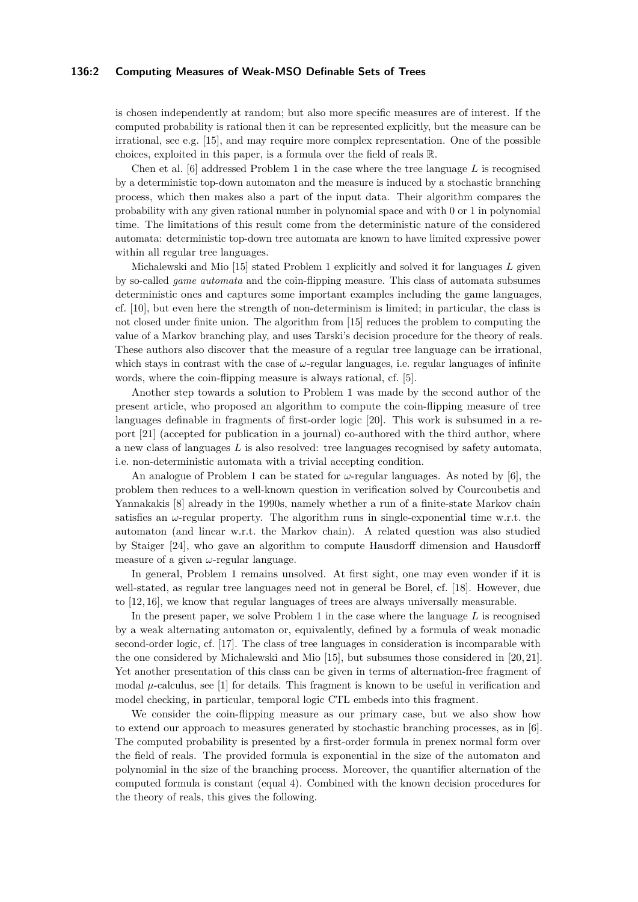is chosen independently at random; but also more specific measures are of interest. If the computed probability is rational then it can be represented explicitly, but the measure can be irrational, see e.g. [15], and may require more complex representation. One of the possible choices, exploited in this paper, is a formula over the field of reals $\mathbb{R}$.

Chen et al. [6] addressed Problem 1 in the case where the tree language $L$ is recognised by a deterministic top-down automaton and the measure is induced by a stochastic branching process, which then makes also a part of the input data. Their algorithm compares the probability with any given rational number in polynomial space and with 0 or 1 in polynomial time. The limitations of this result come from the deterministic nature of the considered automata: deterministic top-down tree automata are known to have limited expressive power within all regular tree languages.

Michalewski and Mio [15] stated Problem 1 explicitly and solved it for languages $L$ given by so-called *game automata* and the coin-flipping measure. This class of automata subsumes deterministic ones and captures some important examples including the game languages, cf. [10], but even here the strength of non-determinism is limited; in particular, the class is not closed under finite union. The algorithm from [15] reduces the problem to computing the value of a Markov branching play, and uses Tarski's decision procedure for the theory of reals. These authors also discover that the measure of a regular tree language can be irrational, which stays in contrast with the case of $\omega$-regular languages, i.e. regular languages of infinite words, where the coin-flipping measure is always rational, cf. [5].

Another step towards a solution to Problem 1 was made by the second author of the present article, who proposed an algorithm to compute the coin-flipping measure of tree languages definable in fragments of first-order logic [20]. This work is subsumed in a report [21] (accepted for publication in a journal) co-authored with the third author, where a new class of languages $L$ is also resolved: tree languages recognised by safety automata, i.e. non-deterministic automata with a trivial accepting condition.

An analogue of Problem 1 can be stated for $\omega$-regular languages. As noted by [6], the problem then reduces to a well-known question in verification solved by Courcoubetis and Yannakakis [8] already in the 1990s, namely whether a run of a finite-state Markov chain satisfies an $\omega$-regular property. The algorithm runs in single-exponential time w.r.t. the automaton (and linear w.r.t. the Markov chain). A related question was also studied by Staiger [24], who gave an algorithm to compute Hausdorff dimension and Hausdorff measure of a given $\omega$-regular language.

In general, Problem 1 remains unsolved. At first sight, one may even wonder if it is well-stated, as regular tree languages need not in general be Borel, cf. [18]. However, due to [12, 16], we know that regular languages of trees are always universally measurable.

In the present paper, we solve Problem 1 in the case where the language $L$ is recognised by a weak alternating automaton or, equivalently, defined by a formula of weak monadic second-order logic, cf. [17]. The class of tree languages in consideration is incomparable with the one considered by Michalewski and Mio [15], but subsumes those considered in [20, 21]. Yet another presentation of this class can be given in terms of alternation-free fragment of modal $\mu$-calculus, see [1] for details. This fragment is known to be useful in verification and model checking, in particular, temporal logic CTL embeds into this fragment.

We consider the coin-flipping measure as our primary case, but we also show how to extend our approach to measures generated by stochastic branching processes, as in [6]. The computed probability is presented by a first-order formula in prenex normal form over the field of reals. The provided formula is exponential in the size of the automaton and polynomial in the size of the branching process. Moreover, the quantifier alternation of the computed formula is constant (equal 4). Combined with the known decision procedures for the theory of reals, this gives the following.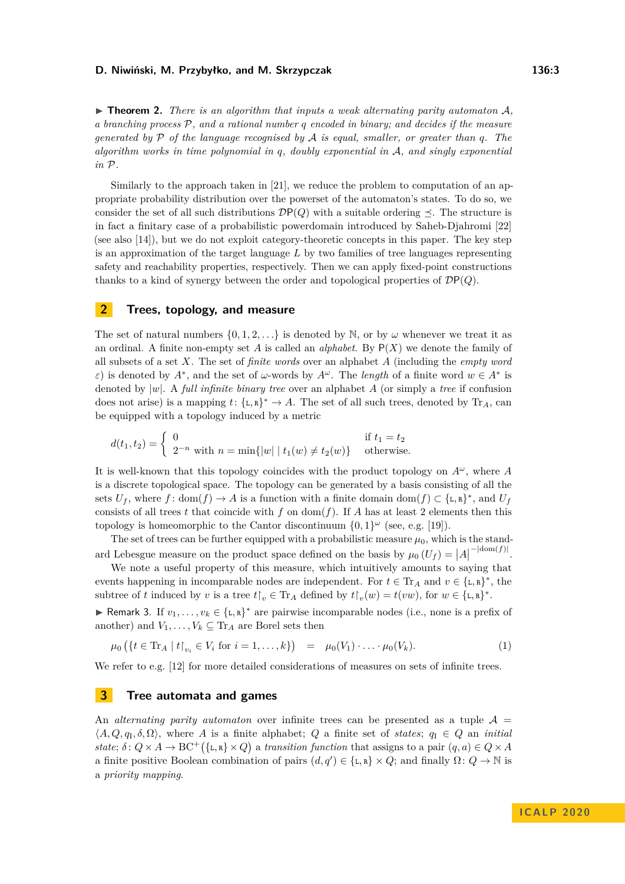▶ **Theorem 2.** *There is an algorithm that inputs a weak alternating parity automaton $\mathcal{A}$, a branching process $\mathcal{P}$, and a rational number $q$ encoded in binary; and decides if the measure generated by $\mathcal{P}$ of the language recognised by $\mathcal{A}$ is equal, smaller, or greater than $q$. The algorithm works in time polynomial in $q$, doubly exponential in $\mathcal{A}$, and singly exponential in $\mathcal{P}$.*

Similarly to the approach taken in [21], we reduce the problem to computation of an appropriate probability distribution over the powerset of the automaton's states. To do so, we consider the set of all such distributions $\mathcal{D}\mathsf{P}(Q)$ with a suitable ordering $\preceq$. The structure is in fact a finitary case of a probabilistic powerdomain introduced by Saheb-Djahromi [22] (see also [14]), but we do not exploit category-theoretic concepts in this paper. The key step is an approximation of the target language $L$ by two families of tree languages representing safety and reachability properties, respectively. Then we can apply fixed-point constructions thanks to a kind of synergy between the order and topological properties of $\mathcal{D}\mathsf{P}(Q)$.

## 2 Trees, topology, and measure

The set of natural numbers $\{0, 1, 2, \ldots\}$ is denoted by $\mathbb{N}$, or by $\omega$ whenever we treat it as an ordinal. A finite non-empty set $A$ is called an *alphabet*. By $\mathsf{P}(X)$ we denote the family of all subsets of a set $X$. The set of *finite words* over an alphabet $A$ (including the *empty word* $\varepsilon$) is denoted by $A^*$, and the set of $\omega$-words by $A^\omega$. The *length* of a finite word $w \in A^*$ is denoted by $|w|$. A *full infinite binary tree* over an alphabet $A$ (or simply a *tree* if confusion does not arise) is a mapping $t \colon \{\mathtt{L}, \mathtt{R}\}^* \to A$. The set of all such trees, denoted by $\mathrm{Tr}_A$, can be equipped with a topology induced by a metric

$$
d(t_1, t_2) = \begin{cases} 0 & \text{if } t_1 = t_2 \\ 2^{-n} \text{ with } n = \min\{|w| \mid t_1(w) \neq t_2(w)\} & \text{otherwise.} \end{cases}
$$

It is well-known that this topology coincides with the product topology on $A^\omega$, where $A$ is a discrete topological space. The topology can be generated by a basis consisting of all the sets $U_f$, where $f \colon \mathrm{dom}(f) \to A$ is a function with a finite domain $\mathrm{dom}(f) \subset \{\mathtt{L}, \mathtt{R}\}^*$, and $U_f$ consists of all trees $t$ that coincide with $f$ on $\mathrm{dom}(f)$. If $A$ has at least 2 elements then this topology is homeomorphic to the Cantor discontinuum $\{0, 1\}^\omega$ (see, e.g. [19]).

The set of trees can be further equipped with a probabilistic measure $\mu_0$, which is the standard Lebesgue measure on the product space defined on the basis by $\mu_0(U_f) = |A|^{-|\mathrm{dom}(f)|}$.

We note a useful property of this measure, which intuitively amounts to saying that events happening in incomparable nodes are independent. For $t \in \mathrm{Tr}_A$ and $v \in \{\mathtt{L}, \mathtt{R}\}^*$, the subtree of $t$ induced by $v$ is a tree $t{\restriction_v} \in \mathrm{Tr}_A$ defined by $t{\restriction_v}(w) = t(vw)$, for $w \in \{\mathtt{L}, \mathtt{R}\}^*$.

▶ Remark 3. If $v_1, \ldots, v_k \in \{\mathtt{L}, \mathtt{R}\}^*$ are pairwise incomparable nodes (i.e., none is a prefix of another) and $V_1, \ldots, V_k \subseteq \mathrm{Tr}_A$ are Borel sets then

$$
\mu_0\left(\{t \in \mathrm{Tr}_A \mid t{\restriction_{v_i}} \in V_i \text{ for } i = 1, \ldots, k\}\right) \quad = \quad \mu_0(V_1) \cdot \ldots \cdot \mu_0(V_k). \tag{1}
$$

We refer to e.g. [12] for more detailed considerations of measures on sets of infinite trees.

## 3 Tree automata and games

An *alternating parity automaton* over infinite trees can be presented as a tuple $\mathcal{A} = \langle A, Q, q_\mathrm{I}, \delta, \Omega \rangle$, where $A$ is a finite alphabet; $Q$ a finite set of *states*; $q_\mathrm{I} \in Q$ an *initial state*; $\delta \colon Q \times A \to \mathrm{BC}^+\left(\{\mathtt{L}, \mathtt{R}\} \times Q\right)$ a *transition function* that assigns to a pair $(q, a) \in Q \times A$ a finite positive Boolean combination of pairs $(d, q') \in \{\mathtt{L}, \mathtt{R}\} \times Q$; and finally $\Omega \colon Q \to \mathbb{N}$ is a *priority mapping*.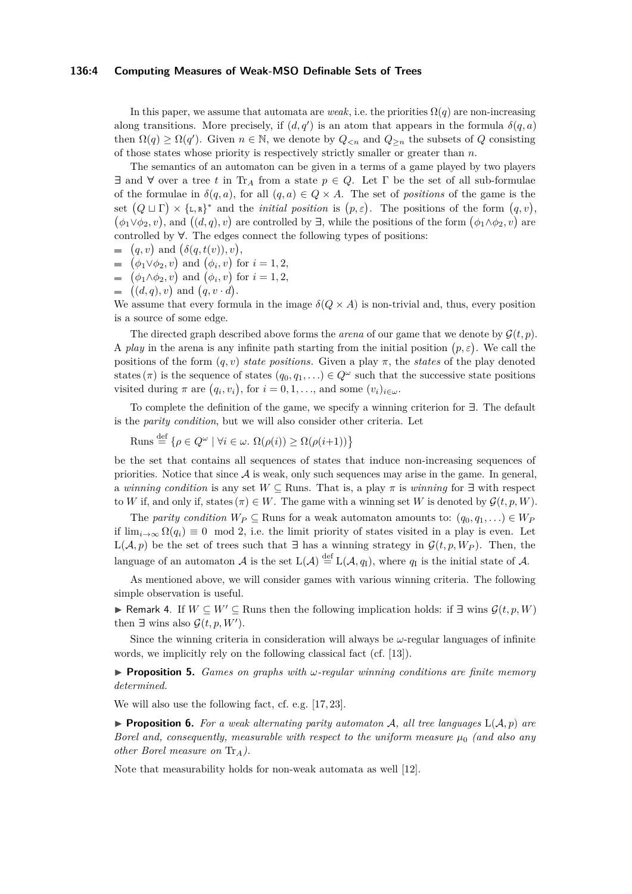In this paper, we assume that automata are *weak*, i.e. the priorities $\Omega(q)$ are non-increasing along transitions. More precisely, if $(d, q')$ is an atom that appears in the formula $\delta(q, a)$ then $\Omega(q) \geq \Omega(q')$. Given $n \in \mathbb{N}$, we denote by $Q_{<n}$ and $Q_{\geq n}$ the subsets of $Q$ consisting of those states whose priority is respectively strictly smaller or greater than $n$.

The semantics of an automaton can be given in a terms of a game played by two players $\exists$ and $\forall$ over a tree $t$ in $\mathrm{Tr}_A$ from a state $p \in Q$. Let $\Gamma$ be the set of all sub-formulae of the formulae in $\delta(q, a)$, for all $(q, a) \in Q \times A$. The set of *positions* of the game is the set $\big(Q \sqcup \Gamma\big) \times \{\mathtt{L}, \mathtt{R}\}^*$ and the *initial position* is $\big(p, \varepsilon\big)$. The positions of the form $\big(q, v\big)$, $\big(\phi_1 \vee \phi_2, v\big)$, and $\big((d, q), v\big)$ are controlled by $\exists$, while the positions of the form $\big(\phi_1 \wedge \phi_2, v\big)$ are controlled by $\forall$. The edges connect the following types of positions:

- $\big(q, v\big)$ and $\big(\delta(q, t(v)), v\big)$,
- $\big(\phi_1 \vee \phi_2, v\big)$ and $\big(\phi_i, v\big)$ for $i = 1, 2$,
- $\big(\phi_1 \wedge \phi_2, v\big)$ and $\big(\phi_i, v\big)$ for $i = 1, 2$,
- $\big((d, q), v\big)$ and $\big(q, v \cdot d\big)$.

We assume that every formula in the image $\delta(Q \times A)$ is non-trivial and, thus, every position is a source of some edge.

The directed graph described above forms the *arena* of our game that we denote by $\mathcal{G}(t, p)$. A *play* in the arena is any infinite path starting from the initial position $\big(p, \varepsilon\big)$. We call the positions of the form $(q, v)$ *state positions*. Given a play $\pi$, the *states* of the play denoted $\mathrm{states}\,(\pi)$ is the sequence of states $(q_0, q_1, \ldots) \in Q^\omega$ such that the successive state positions visited during $\pi$ are $\big(q_i, v_i\big)$, for $i = 0, 1, \ldots$, and some $(v_i)_{i \in \omega}$.

To complete the definition of the game, we specify a winning criterion for $\exists$. The default is the *parity condition*, but we will also consider other criteria. Let

$$\mathrm{Runs} \stackrel{\text{def}}{=} \{\rho \in Q^\omega \mid \forall i \in \omega.\ \Omega(\rho(i)) \geq \Omega(\rho(i{+}1))\}$$

be the set that contains all sequences of states that induce non-increasing sequences of priorities. Notice that since $\mathcal{A}$ is weak, only such sequences may arise in the game. In general, a *winning condition* is any set $W \subseteq \mathrm{Runs}$. That is, a play $\pi$ is *winning* for $\exists$ with respect to $W$ if, and only if, $\mathrm{states}\,(\pi) \in W$. The game with a winning set $W$ is denoted by $\mathcal{G}(t, p, W)$.

The *parity condition* $W_P \subseteq \mathrm{Runs}$ for a weak automaton amounts to: $(q_0, q_1, \ldots) \in W_P$ if $\lim_{i \to \infty} \Omega(q_i) \equiv 0 \mod 2$, i.e. the limit priority of states visited in a play is even. Let $\mathrm{L}(\mathcal{A}, p)$ be the set of trees such that $\exists$ has a winning strategy in $\mathcal{G}(t, p, W_P)$. Then, the language of an automaton $\mathcal{A}$ is the set $\mathrm{L}(\mathcal{A}) \stackrel{\text{def}}{=} \mathrm{L}(\mathcal{A}, q_{\mathrm{I}})$, where $q_{\mathrm{I}}$ is the initial state of $\mathcal{A}$.

As mentioned above, we will consider games with various winning criteria. The following simple observation is useful.

► Remark 4. If $W \subseteq W' \subseteq \mathrm{Runs}$ then the following implication holds: if $\exists$ wins $\mathcal{G}(t, p, W)$ then $\exists$ wins also $\mathcal{G}(t, p, W')$.

Since the winning criteria in consideration will always be $\omega$-regular languages of infinite words, we implicitly rely on the following classical fact (cf. [13]).

► **Proposition 5.** *Games on graphs with $\omega$-regular winning conditions are finite memory determined.*

We will also use the following fact, cf. e.g. [17, 23].

► **Proposition 6.** *For a weak alternating parity automaton $\mathcal{A}$, all tree languages $\mathrm{L}(\mathcal{A}, p)$ are Borel and, consequently, measurable with respect to the uniform measure $\mu_0$ (and also any other Borel measure on $\mathrm{Tr}_A$).*

Note that measurability holds for non-weak automata as well [12].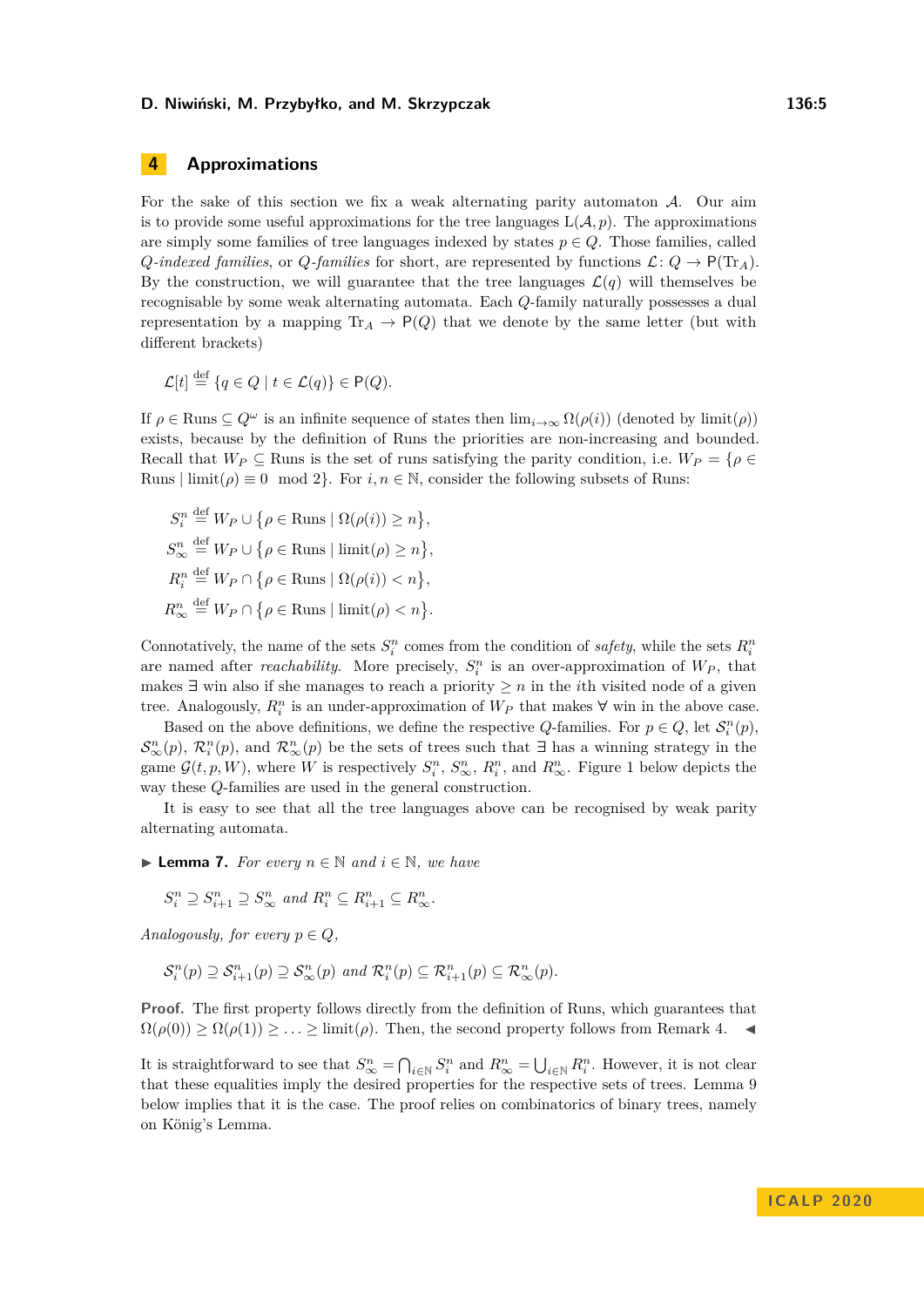## 4 Approximations

For the sake of this section we fix a weak alternating parity automaton $\mathcal{A}$. Our aim is to provide some useful approximations for the tree languages $\mathrm{L}(\mathcal{A}, p)$. The approximations are simply some families of tree languages indexed by states $p \in Q$. Those families, called *Q-indexed families*, or *Q-families* for short, are represented by functions $\mathcal{L}\colon Q \to \mathsf{P}(\mathrm{Tr}_A)$. By the construction, we will guarantee that the tree languages $\mathcal{L}(q)$ will themselves be recognisable by some weak alternating automata. Each $Q$-family naturally possesses a dual representation by a mapping $\mathrm{Tr}_A \to \mathsf{P}(Q)$ that we denote by the same letter (but with different brackets)

$$\mathcal{L}[t] \stackrel{\text{def}}{=} \{q \in Q \mid t \in \mathcal{L}(q)\} \in \mathsf{P}(Q).$$

If $\rho \in \mathrm{Runs} \subseteq Q^\omega$ is an infinite sequence of states then $\lim_{i\to\infty} \Omega(\rho(i))$ (denoted by $\mathrm{limit}(\rho)$) exists, because by the definition of Runs the priorities are non-increasing and bounded. Recall that $W_P \subseteq \mathrm{Runs}$ is the set of runs satisfying the parity condition, i.e. $W_P = \{\rho \in \mathrm{Runs} \mid \mathrm{limit}(\rho) \equiv 0 \mod 2\}$. For $i, n \in \mathbb{N}$, consider the following subsets of Runs:

$$S^n_i \stackrel{\text{def}}{=} W_P \cup \{\rho \in \mathrm{Runs} \mid \Omega(\rho(i)) \geq n\},$$

$$S^n_\infty \stackrel{\text{def}}{=} W_P \cup \{\rho \in \mathrm{Runs} \mid \mathrm{limit}(\rho) \geq n\},$$

$$R^n_i \stackrel{\text{def}}{=} W_P \cap \{\rho \in \mathrm{Runs} \mid \Omega(\rho(i)) < n\},$$

$$R^n_\infty \stackrel{\text{def}}{=} W_P \cap \{\rho \in \mathrm{Runs} \mid \mathrm{limit}(\rho) < n\}.$$

Connotatively, the name of the sets $S^n_i$ comes from the condition of *safety*, while the sets $R^n_i$ are named after *reachability*. More precisely, $S^n_i$ is an over-approximation of $W_P$, that makes $\exists$ win also if she manages to reach a priority $\geq n$ in the $i$th visited node of a given tree. Analogously, $R^n_i$ is an under-approximation of $W_P$ that makes $\forall$ win in the above case.

Based on the above definitions, we define the respective $Q$-families. For $p \in Q$, let $\mathcal{S}^n_i(p)$, $\mathcal{S}^n_\infty(p)$, $\mathcal{R}^n_i(p)$, and $\mathcal{R}^n_\infty(p)$ be the sets of trees such that $\exists$ has a winning strategy in the game $\mathcal{G}(t, p, W)$, where $W$ is respectively $S^n_i$, $S^n_\infty$, $R^n_i$, and $R^n_\infty$. Figure 1 below depicts the way these $Q$-families are used in the general construction.

It is easy to see that all the tree languages above can be recognised by weak parity alternating automata.

▶ **Lemma 7.** *For every $n \in \mathbb{N}$ and $i \in \mathbb{N}$, we have*

$$S^n_i \supseteq S^n_{i+1} \supseteq S^n_\infty \text{ and } R^n_i \subseteq R^n_{i+1} \subseteq R^n_\infty.$$

*Analogously, for every $p \in Q$,*

$$\mathcal{S}^n_i(p) \supseteq \mathcal{S}^n_{i+1}(p) \supseteq \mathcal{S}^n_\infty(p) \text{ and } \mathcal{R}^n_i(p) \subseteq \mathcal{R}^n_{i+1}(p) \subseteq \mathcal{R}^n_\infty(p).$$

**Proof.** The first property follows directly from the definition of Runs, which guarantees that $\Omega(\rho(0)) \geq \Omega(\rho(1)) \geq \ldots \geq \mathrm{limit}(\rho)$. Then, the second property follows from Remark 4. ◀

It is straightforward to see that $S^n_\infty = \bigcap_{i\in\mathbb{N}} S^n_i$ and $R^n_\infty = \bigcup_{i\in\mathbb{N}} R^n_i$. However, it is not clear that these equalities imply the desired properties for the respective sets of trees. Lemma 9 below implies that it is the case. The proof relies on combinatorics of binary trees, namely on König's Lemma.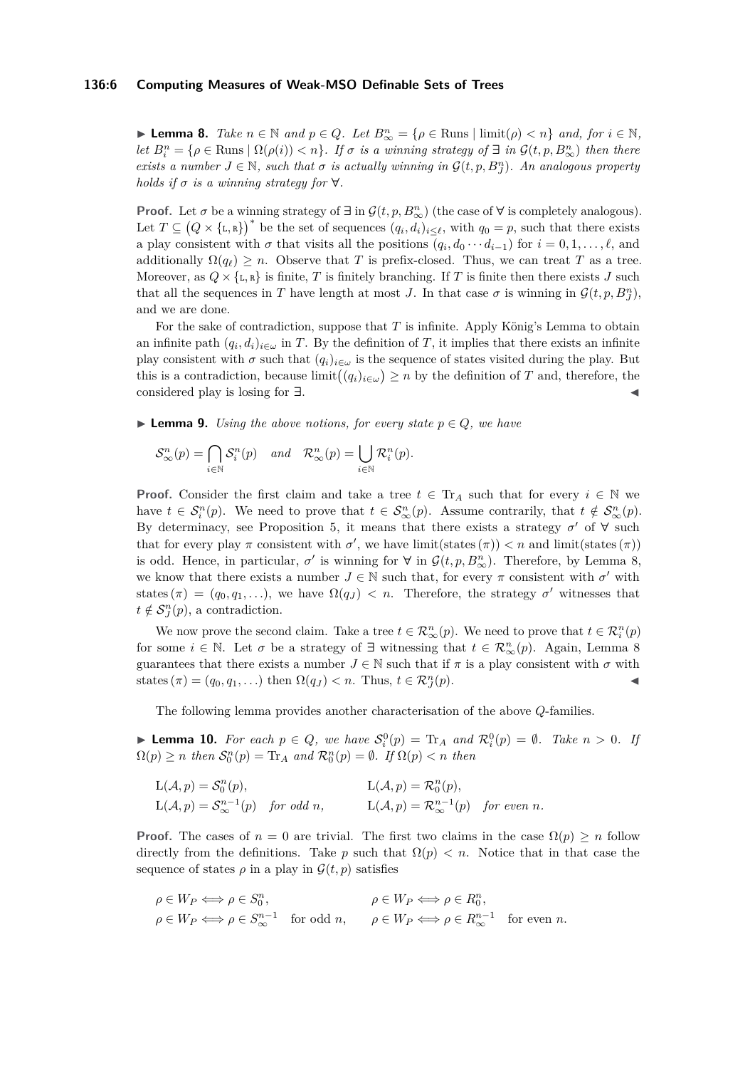▶ **Lemma 8.** *Take $n \in \mathbb{N}$ and $p \in Q$. Let $B^n_\infty = \{\rho \in \text{Runs} \mid \text{limit}(\rho) < n\}$ and, for $i \in \mathbb{N}$, let $B^n_i = \{\rho \in \text{Runs} \mid \Omega(\rho(i)) < n\}$. If $\sigma$ is a winning strategy of $\exists$ in $\mathcal{G}(t, p, B^n_\infty)$ then there exists a number $J \in \mathbb{N}$, such that $\sigma$ is actually winning in $\mathcal{G}(t, p, B^n_J)$. An analogous property holds if $\sigma$ is a winning strategy for $\forall$.*

**Proof.** Let $\sigma$ be a winning strategy of $\exists$ in $\mathcal{G}(t, p, B^n_\infty)$ (the case of $\forall$ is completely analogous). Let $T \subseteq \big(Q \times \{\mathtt{L}, \mathtt{R}\}\big)^*$ be the set of sequences $(q_i, d_i)_{i \leq \ell}$, with $q_0 = p$, such that there exists a play consistent with $\sigma$ that visits all the positions $(q_i, d_0 \cdots d_{i-1})$ for $i = 0, 1, \ldots, \ell$, and additionally $\Omega(q_\ell) \geq n$. Observe that $T$ is prefix-closed. Thus, we can treat $T$ as a tree. Moreover, as $Q \times \{\mathtt{L}, \mathtt{R}\}$ is finite, $T$ is finitely branching. If $T$ is finite then there exists $J$ such that all the sequences in $T$ have length at most $J$. In that case $\sigma$ is winning in $\mathcal{G}(t, p, B^n_J)$, and we are done.

For the sake of contradiction, suppose that $T$ is infinite. Apply König's Lemma to obtain an infinite path $(q_i, d_i)_{i \in \omega}$ in $T$. By the definition of $T$, it implies that there exists an infinite play consistent with $\sigma$ such that $(q_i)_{i \in \omega}$ is the sequence of states visited during the play. But this is a contradiction, because $\text{limit}\big((q_i)_{i \in \omega}\big) \geq n$ by the definition of $T$ and, therefore, the considered play is losing for $\exists$. ◀

▶ **Lemma 9.** *Using the above notions, for every state $p \in Q$, we have*

$$\mathcal{S}^n_\infty(p) = \bigcap_{i \in \mathbb{N}} \mathcal{S}^n_i(p) \quad \text{and} \quad \mathcal{R}^n_\infty(p) = \bigcup_{i \in \mathbb{N}} \mathcal{R}^n_i(p).$$

**Proof.** Consider the first claim and take a tree $t \in \text{Tr}_A$ such that for every $i \in \mathbb{N}$ we have $t \in \mathcal{S}^n_i(p)$. We need to prove that $t \in \mathcal{S}^n_\infty(p)$. Assume contrarily, that $t \notin \mathcal{S}^n_\infty(p)$. By determinacy, see Proposition 5, it means that there exists a strategy $\sigma'$ of $\forall$ such that for every play $\pi$ consistent with $\sigma'$, we have $\text{limit}(\text{states}(\pi)) < n$ and $\text{limit}(\text{states}(\pi))$ is odd. Hence, in particular, $\sigma'$ is winning for $\forall$ in $\mathcal{G}(t, p, B^n_\infty)$. Therefore, by Lemma 8, we know that there exists a number $J \in \mathbb{N}$ such that, for every $\pi$ consistent with $\sigma'$ with $\text{states}(\pi) = (q_0, q_1, \ldots)$, we have $\Omega(q_J) < n$. Therefore, the strategy $\sigma'$ witnesses that $t \notin \mathcal{S}^n_J(p)$, a contradiction.

We now prove the second claim. Take a tree $t \in \mathcal{R}^n_\infty(p)$. We need to prove that $t \in \mathcal{R}^n_i(p)$ for some $i \in \mathbb{N}$. Let $\sigma$ be a strategy of $\exists$ witnessing that $t \in \mathcal{R}^n_\infty(p)$. Again, Lemma 8 guarantees that there exists a number $J \in \mathbb{N}$ such that if $\pi$ is a play consistent with $\sigma$ with $\text{states}(\pi) = (q_0, q_1, \ldots)$ then $\Omega(q_J) < n$. Thus, $t \in \mathcal{R}^n_J(p)$. ◀

The following lemma provides another characterisation of the above $Q$-families.

▶ **Lemma 10.** *For each $p \in Q$, we have $\mathcal{S}^0_i(p) = \text{Tr}_A$ and $\mathcal{R}^0_i(p) = \emptyset$. Take $n > 0$. If $\Omega(p) \geq n$ then $\mathcal{S}^n_0(p) = \text{Tr}_A$ and $\mathcal{R}^n_0(p) = \emptyset$. If $\Omega(p) < n$ then*

$$\begin{aligned}
&\text{L}(\mathcal{A}, p) = \mathcal{S}^n_0(p), && \text{L}(\mathcal{A}, p) = \mathcal{R}^n_0(p), \\
&\text{L}(\mathcal{A}, p) = \mathcal{S}^{n-1}_\infty(p) \quad \text{for odd } n, && \text{L}(\mathcal{A}, p) = \mathcal{R}^{n-1}_\infty(p) \quad \text{for even } n.
\end{aligned}$$

**Proof.** The cases of $n = 0$ are trivial. The first two claims in the case $\Omega(p) \geq n$ follow directly from the definitions. Take $p$ such that $\Omega(p) < n$. Notice that in that case the sequence of states $\rho$ in a play in $\mathcal{G}(t, p)$ satisfies

$$\begin{aligned}
&\rho \in W_P \iff \rho \in S^n_0, && \rho \in W_P \iff \rho \in R^n_0, \\
&\rho \in W_P \iff \rho \in S^{n-1}_\infty \quad \text{for odd } n, && \rho \in W_P \iff \rho \in R^{n-1}_\infty \quad \text{for even } n.
\end{aligned}$$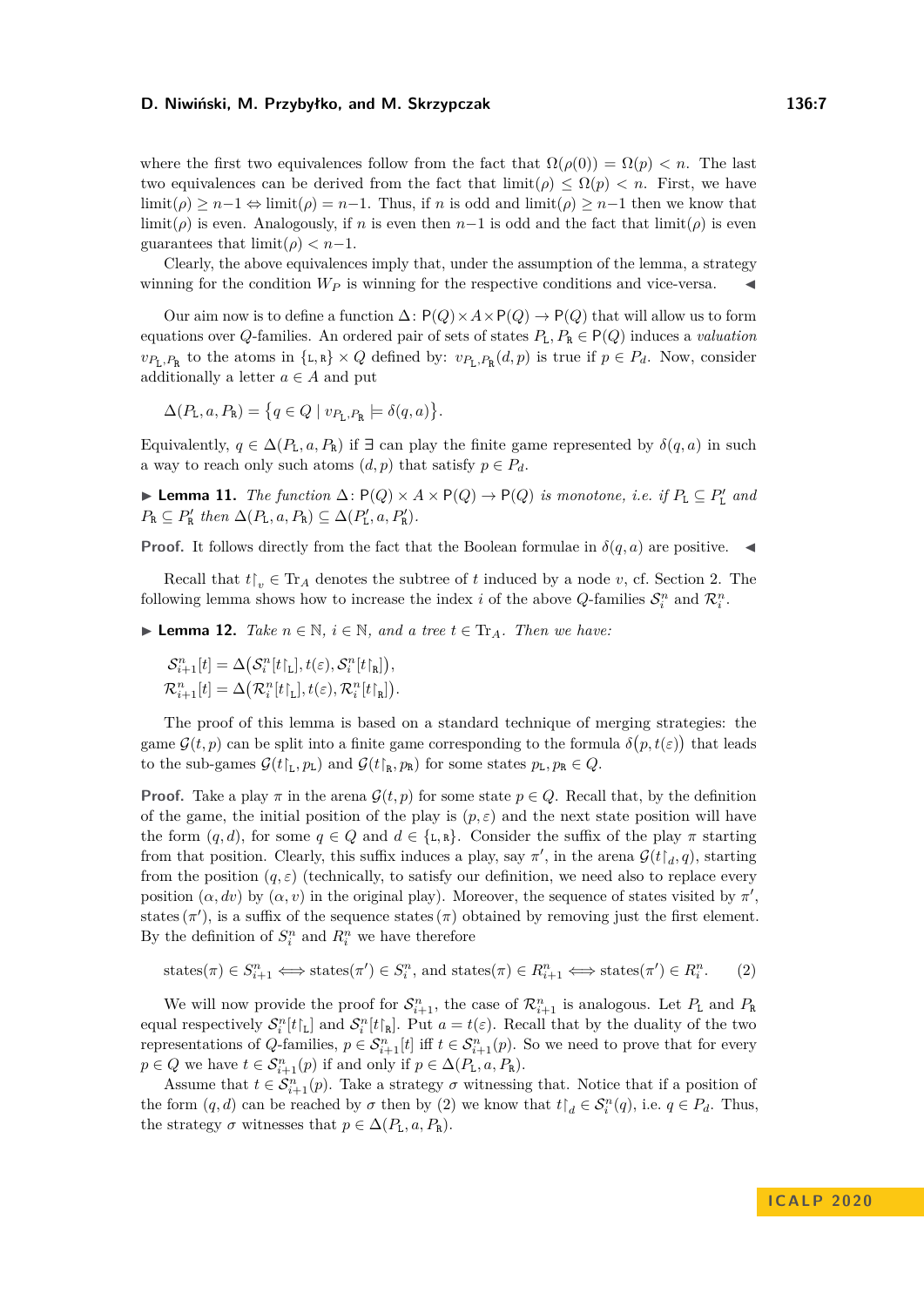where the first two equivalences follow from the fact that $\Omega(\rho(0)) = \Omega(p) < n$. The last two equivalences can be derived from the fact that $\mathrm{limit}(\rho) \leq \Omega(p) < n$. First, we have $\mathrm{limit}(\rho) \geq n-1 \Leftrightarrow \mathrm{limit}(\rho) = n-1$. Thus, if $n$ is odd and $\mathrm{limit}(\rho) \geq n-1$ then we know that $\mathrm{limit}(\rho)$ is even. Analogously, if $n$ is even then $n-1$ is odd and the fact that $\mathrm{limit}(\rho)$ is even guarantees that $\mathrm{limit}(\rho) < n-1$.

Clearly, the above equivalences imply that, under the assumption of the lemma, a strategy winning for the condition $W_P$ is winning for the respective conditions and vice-versa. ◀

Our aim now is to define a function $\Delta\colon \mathsf{P}(Q) \times A \times \mathsf{P}(Q) \to \mathsf{P}(Q)$ that will allow us to form equations over $Q$-families. An ordered pair of sets of states $P_{\mathtt{L}}, P_{\mathtt{R}} \in \mathsf{P}(Q)$ induces a *valuation* $v_{P_{\mathtt{L}},P_{\mathtt{R}}}$ to the atoms in $\{\mathtt{L},\mathtt{R}\} \times Q$ defined by: $v_{P_{\mathtt{L}},P_{\mathtt{R}}}(d,p)$ is true if $p \in P_d$. Now, consider additionally a letter $a \in A$ and put

$$\Delta(P_{\mathtt{L}}, a, P_{\mathtt{R}}) = \big\{q \in Q \mid v_{P_{\mathtt{L}},P_{\mathtt{R}}} \models \delta(q,a)\big\}.$$

Equivalently, $q \in \Delta(P_{\mathtt{L}}, a, P_{\mathtt{R}})$ if $\exists$ can play the finite game represented by $\delta(q,a)$ in such a way to reach only such atoms $(d,p)$ that satisfy $p \in P_d$.

▶ **Lemma 11.** *The function $\Delta\colon \mathsf{P}(Q) \times A \times \mathsf{P}(Q) \to \mathsf{P}(Q)$ is monotone, i.e. if $P_{\mathtt{L}} \subseteq P'_{\mathtt{L}}$ and $P_{\mathtt{R}} \subseteq P'_{\mathtt{R}}$ then $\Delta(P_{\mathtt{L}}, a, P_{\mathtt{R}}) \subseteq \Delta(P'_{\mathtt{L}}, a, P'_{\mathtt{R}})$.*

**Proof.** It follows directly from the fact that the Boolean formulae in $\delta(q,a)$ are positive. ◀

Recall that $t{\restriction}_v \in \mathrm{Tr}_A$ denotes the subtree of $t$ induced by a node $v$, cf. Section 2. The following lemma shows how to increase the index $i$ of the above $Q$-families $\mathcal{S}^n_i$ and $\mathcal{R}^n_i$.

▶ **Lemma 12.** *Take $n \in \mathbb{N}$, $i \in \mathbb{N}$, and a tree $t \in \mathrm{Tr}_A$. Then we have:*

$$\mathcal{S}^n_{i+1}[t] = \Delta\big(\mathcal{S}^n_i[t{\restriction}_{\mathtt{L}}], t(\varepsilon), \mathcal{S}^n_i[t{\restriction}_{\mathtt{R}}]\big),$$
$$\mathcal{R}^n_{i+1}[t] = \Delta\big(\mathcal{R}^n_i[t{\restriction}_{\mathtt{L}}], t(\varepsilon), \mathcal{R}^n_i[t{\restriction}_{\mathtt{R}}]\big).$$

The proof of this lemma is based on a standard technique of merging strategies: the game $\mathcal{G}(t,p)$ can be split into a finite game corresponding to the formula $\delta\big(p, t(\varepsilon)\big)$ that leads to the sub-games $\mathcal{G}(t{\restriction}_{\mathtt{L}}, p_{\mathtt{L}})$ and $\mathcal{G}(t{\restriction}_{\mathtt{R}}, p_{\mathtt{R}})$ for some states $p_{\mathtt{L}}, p_{\mathtt{R}} \in Q$.

**Proof.** Take a play $\pi$ in the arena $\mathcal{G}(t,p)$ for some state $p \in Q$. Recall that, by the definition of the game, the initial position of the play is $(p,\varepsilon)$ and the next state position will have the form $(q,d)$, for some $q \in Q$ and $d \in \{\mathtt{L},\mathtt{R}\}$. Consider the suffix of the play $\pi$ starting from that position. Clearly, this suffix induces a play, say $\pi'$, in the arena $\mathcal{G}(t{\restriction}_d, q)$, starting from the position $(q,\varepsilon)$ (technically, to satisfy our definition, we need also to replace every position $(\alpha, dv)$ by $(\alpha, v)$ in the original play). Moreover, the sequence of states visited by $\pi'$, $\mathrm{states}(\pi')$, is a suffix of the sequence $\mathrm{states}(\pi)$ obtained by removing just the first element. By the definition of $S^n_i$ and $R^n_i$ we have therefore

$$\mathrm{states}(\pi) \in S^n_{i+1} \iff \mathrm{states}(\pi') \in S^n_i, \text{ and } \mathrm{states}(\pi) \in R^n_{i+1} \iff \mathrm{states}(\pi') \in R^n_i. \tag{2}$$

We will now provide the proof for $\mathcal{S}^n_{i+1}$, the case of $\mathcal{R}^n_{i+1}$ is analogous. Let $P_{\mathtt{L}}$ and $P_{\mathtt{R}}$ equal respectively $\mathcal{S}^n_i[t{\restriction}_{\mathtt{L}}]$ and $\mathcal{S}^n_i[t{\restriction}_{\mathtt{R}}]$. Put $a = t(\varepsilon)$. Recall that by the duality of the two representations of $Q$-families, $p \in \mathcal{S}^n_{i+1}[t]$ iff $t \in \mathcal{S}^n_{i+1}(p)$. So we need to prove that for every $p \in Q$ we have $t \in \mathcal{S}^n_{i+1}(p)$ if and only if $p \in \Delta(P_{\mathtt{L}}, a, P_{\mathtt{R}})$.

Assume that $t \in \mathcal{S}^n_{i+1}(p)$. Take a strategy $\sigma$ witnessing that. Notice that if a position of the form $(q,d)$ can be reached by $\sigma$ then by (2) we know that $t{\restriction}_d \in \mathcal{S}^n_i(q)$, i.e. $q \in P_d$. Thus, the strategy $\sigma$ witnesses that $p \in \Delta(P_{\mathtt{L}}, a, P_{\mathtt{R}})$.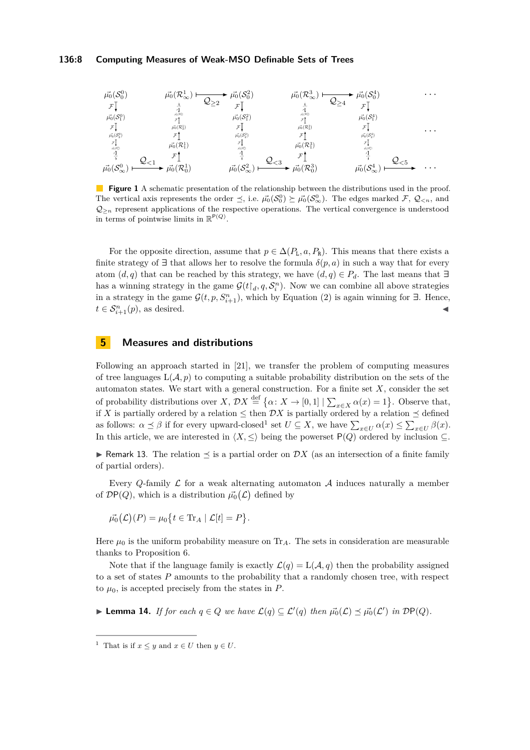**Figure 1** A schematic presentation of the relationship between the distributions used in the proof. The vertical axis represents the order $\preceq$, i.e. $\vec{\mu_0}(\mathcal{S}^0_0) \succeq \vec{\mu_0}(\mathcal{S}^0_\infty)$. The edges marked $\mathcal{F}$, $\mathcal{Q}_{<n}$, and $\mathcal{Q}_{\geq n}$ represent applications of the respective operations. The vertical convergence is understood in terms of pointwise limits in $\mathbb{R}^{\mathsf{P}(Q)}$.

For the opposite direction, assume that $p \in \Delta(P_{\mathtt{L}}, a, P_{\mathtt{R}})$. This means that there exists a finite strategy of $\exists$ that allows her to resolve the formula $\delta(p, a)$ in such a way that for every atom $(d, q)$ that can be reached by this strategy, we have $(d, q) \in P_d$. The last means that $\exists$ has a winning strategy in the game $\mathcal{G}(t{\restriction}_d, q, \mathcal{S}^n_i)$. Now we can combine all above strategies in a strategy in the game $\mathcal{G}(t, p, S^n_{i+1})$, which by Equation (2) is again winning for $\exists$. Hence, $t \in \mathcal{S}^n_{i+1}(p)$, as desired. ◀

## 5 Measures and distributions

Following an approach started in [21], we transfer the problem of computing measures of tree languages $\mathrm{L}(\mathcal{A}, p)$ to computing a suitable probability distribution on the sets of the automaton states. We start with a general construction. For a finite set $X$, consider the set of probability distributions over $X$, $\mathcal{D}X \stackrel{\text{def}}{=} \{\alpha\colon X \to [0,1] \mid \sum_{x\in X} \alpha(x) = 1\}$. Observe that, if $X$ is partially ordered by a relation $\leq$ then $\mathcal{D}X$ is partially ordered by a relation $\preceq$ defined as follows: $\alpha \preceq \beta$ if for every upward-closed[1] set $U \subseteq X$, we have $\sum_{x\in U} \alpha(x) \leq \sum_{x\in U} \beta(x)$. In this article, we are interested in $\langle X, \leq\rangle$ being the powerset $\mathsf{P}(Q)$ ordered by inclusion $\subseteq$.

▶ Remark 13. The relation $\preceq$ is a partial order on $\mathcal{D}X$ (as an intersection of a finite family of partial orders).

Every $Q$-family $\mathcal{L}$ for a weak alternating automaton $\mathcal{A}$ induces naturally a member of $\mathcal{D}\mathsf{P}(Q)$, which is a distribution $\vec{\mu_0}(\mathcal{L})$ defined by

$$\vec{\mu_0}(\mathcal{L})(P) = \mu_0\{t \in \mathrm{Tr}_A \mid \mathcal{L}[t] = P\}.$$

Here $\mu_0$ is the uniform probability measure on $\mathrm{Tr}_A$. The sets in consideration are measurable thanks to Proposition 6.

Note that if the language family is exactly $\mathcal{L}(q) = \mathrm{L}(\mathcal{A}, q)$ then the probability assigned to a set of states $P$ amounts to the probability that a randomly chosen tree, with respect to $\mu_0$, is accepted precisely from the states in $P$.

▶ **Lemma 14.** *If for each $q \in Q$ we have $\mathcal{L}(q) \subseteq \mathcal{L}'(q)$ then $\vec{\mu_0}(\mathcal{L}) \preceq \vec{\mu_0}(\mathcal{L}')$ in $\mathcal{D}\mathsf{P}(Q)$.*

[1] That is if $x \leq y$ and $x \in U$ then $y \in U$.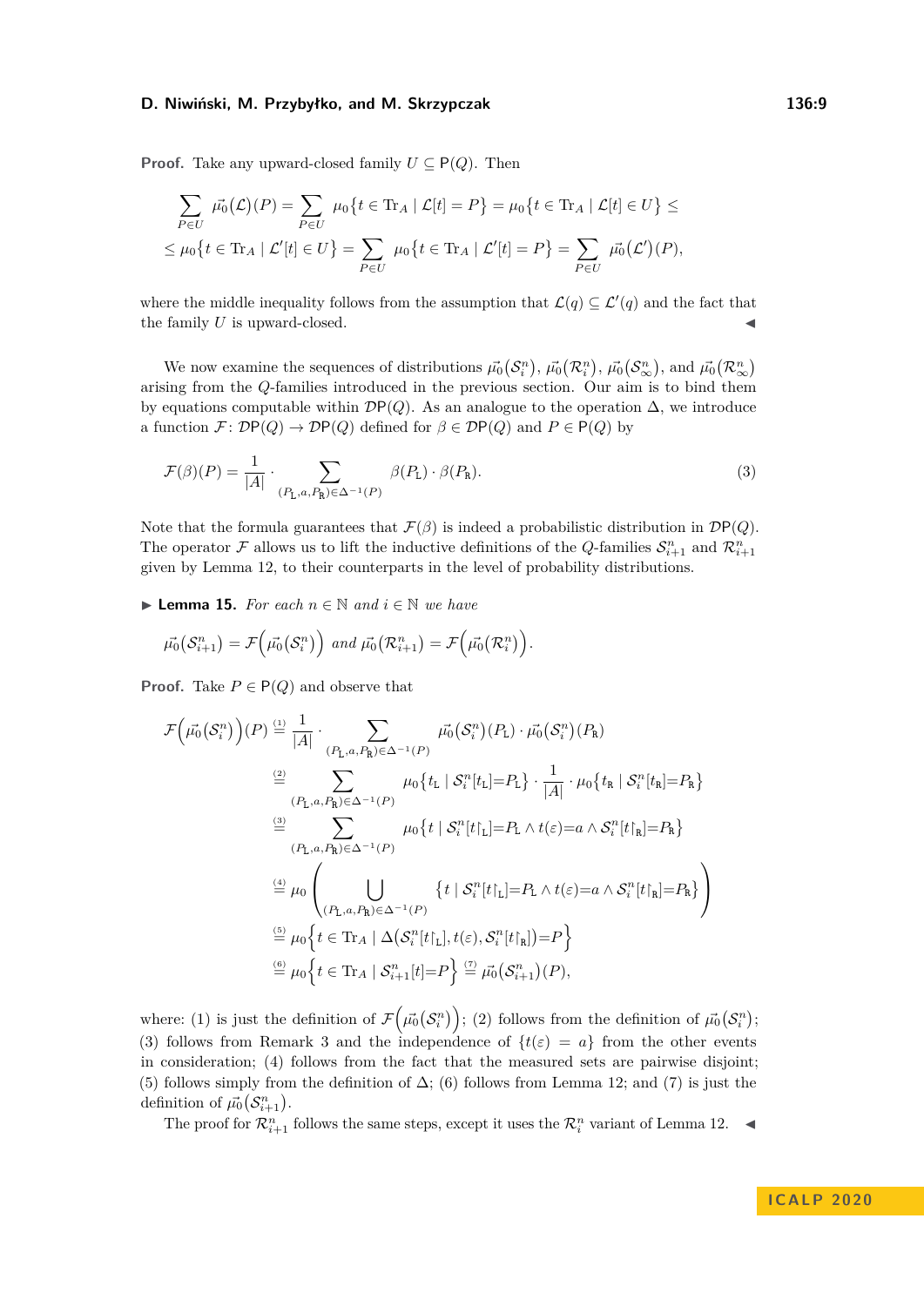**Proof.** Take any upward-closed family $U \subseteq \mathsf{P}(Q)$. Then

$$\sum_{P\in U} \vec{\mu_0}(\mathcal{L})(P) = \sum_{P\in U} \mu_0\{t \in \mathrm{Tr}_A \mid \mathcal{L}[t] = P\} = \mu_0\{t \in \mathrm{Tr}_A \mid \mathcal{L}[t] \in U\} \leq$$
$$\leq \mu_0\{t \in \mathrm{Tr}_A \mid \mathcal{L}'[t] \in U\} = \sum_{P\in U} \mu_0\{t \in \mathrm{Tr}_A \mid \mathcal{L}'[t] = P\} = \sum_{P\in U} \vec{\mu_0}(\mathcal{L}')(P),$$

where the middle inequality follows from the assumption that $\mathcal{L}(q) \subseteq \mathcal{L}'(q)$ and the fact that the family $U$ is upward-closed. ◀

We now examine the sequences of distributions $\vec{\mu_0}(\mathcal{S}_i^n)$, $\vec{\mu_0}(\mathcal{R}_i^n)$, $\vec{\mu_0}(\mathcal{S}_\infty^n)$, and $\vec{\mu_0}(\mathcal{R}_\infty^n)$ arising from the $Q$-families introduced in the previous section. Our aim is to bind them by equations computable within $\mathcal{D}\mathsf{P}(Q)$. As an analogue to the operation $\Delta$, we introduce a function $\mathcal{F}\colon \mathcal{D}\mathsf{P}(Q) \to \mathcal{D}\mathsf{P}(Q)$ defined for $\beta \in \mathcal{D}\mathsf{P}(Q)$ and $P \in \mathsf{P}(Q)$ by

$$\mathcal{F}(\beta)(P) = \frac{1}{|A|} \cdot \sum_{(P_{\mathtt{L}},a,P_{\mathtt{R}})\in\Delta^{-1}(P)} \beta(P_{\mathtt{L}}) \cdot \beta(P_{\mathtt{R}}). \tag{3}$$

Note that the formula guarantees that $\mathcal{F}(\beta)$ is indeed a probabilistic distribution in $\mathcal{D}\mathsf{P}(Q)$. The operator $\mathcal{F}$ allows us to lift the inductive definitions of the $Q$-families $\mathcal{S}_{i+1}^n$ and $\mathcal{R}_{i+1}^n$ given by Lemma 12, to their counterparts in the level of probability distributions.

▶ **Lemma 15.** *For each $n \in \mathbb{N}$ and $i \in \mathbb{N}$ we have*

$$\vec{\mu_0}(\mathcal{S}_{i+1}^n) = \mathcal{F}\Big(\vec{\mu_0}(\mathcal{S}_i^n)\Big) \text{ and } \vec{\mu_0}(\mathcal{R}_{i+1}^n) = \mathcal{F}\Big(\vec{\mu_0}(\mathcal{R}_i^n)\Big).$$

**Proof.** Take $P \in \mathsf{P}(Q)$ and observe that

$$\begin{aligned}
\mathcal{F}\Big(\vec{\mu_0}(\mathcal{S}_i^n)\Big)(P) &\overset{(1)}{=} \frac{1}{|A|} \cdot \sum_{(P_{\mathtt{L}},a,P_{\mathtt{R}})\in\Delta^{-1}(P)} \vec{\mu_0}(\mathcal{S}_i^n)(P_{\mathtt{L}}) \cdot \vec{\mu_0}(\mathcal{S}_i^n)(P_{\mathtt{R}}) \\
&\overset{(2)}{=} \sum_{(P_{\mathtt{L}},a,P_{\mathtt{R}})\in\Delta^{-1}(P)} \mu_0\{t_{\mathtt{L}} \mid \mathcal{S}_i^n[t_{\mathtt{L}}]{=}P_{\mathtt{L}}\} \cdot \frac{1}{|A|} \cdot \mu_0\{t_{\mathtt{R}} \mid \mathcal{S}_i^n[t_{\mathtt{R}}]{=}P_{\mathtt{R}}\} \\
&\overset{(3)}{=} \sum_{(P_{\mathtt{L}},a,P_{\mathtt{R}})\in\Delta^{-1}(P)} \mu_0\{t \mid \mathcal{S}_i^n[t{\restriction}_{\mathtt{L}}]{=}P_{\mathtt{L}} \wedge t(\varepsilon){=}a \wedge \mathcal{S}_i^n[t{\restriction}_{\mathtt{R}}]{=}P_{\mathtt{R}}\} \\
&\overset{(4)}{=} \mu_0\left(\bigcup_{(P_{\mathtt{L}},a,P_{\mathtt{R}})\in\Delta^{-1}(P)} \{t \mid \mathcal{S}_i^n[t{\restriction}_{\mathtt{L}}]{=}P_{\mathtt{L}} \wedge t(\varepsilon){=}a \wedge \mathcal{S}_i^n[t{\restriction}_{\mathtt{R}}]{=}P_{\mathtt{R}}\}\right) \\
&\overset{(5)}{=} \mu_0\Big\{t \in \mathrm{Tr}_A \mid \Delta\big(\mathcal{S}_i^n[t{\restriction}_{\mathtt{L}}], t(\varepsilon), \mathcal{S}_i^n[t{\restriction}_{\mathtt{R}}]\big){=}P\Big\} \\
&\overset{(6)}{=} \mu_0\Big\{t \in \mathrm{Tr}_A \mid \mathcal{S}_{i+1}^n[t]{=}P\Big\} \overset{(7)}{=} \vec{\mu_0}(\mathcal{S}_{i+1}^n)(P),
\end{aligned}$$

where: (1) is just the definition of $\mathcal{F}\Big(\vec{\mu_0}(\mathcal{S}_i^n)\Big)$; (2) follows from the definition of $\vec{\mu_0}(\mathcal{S}_i^n)$; (3) follows from Remark 3 and the independence of $\{t(\varepsilon) = a\}$ from the other events in consideration; (4) follows from the fact that the measured sets are pairwise disjoint; (5) follows simply from the definition of $\Delta$; (6) follows from Lemma 12; and (7) is just the definition of $\vec{\mu_0}(\mathcal{S}_{i+1}^n)$.

The proof for $\mathcal{R}_{i+1}^n$ follows the same steps, except it uses the $\mathcal{R}_i^n$ variant of Lemma 12. ◀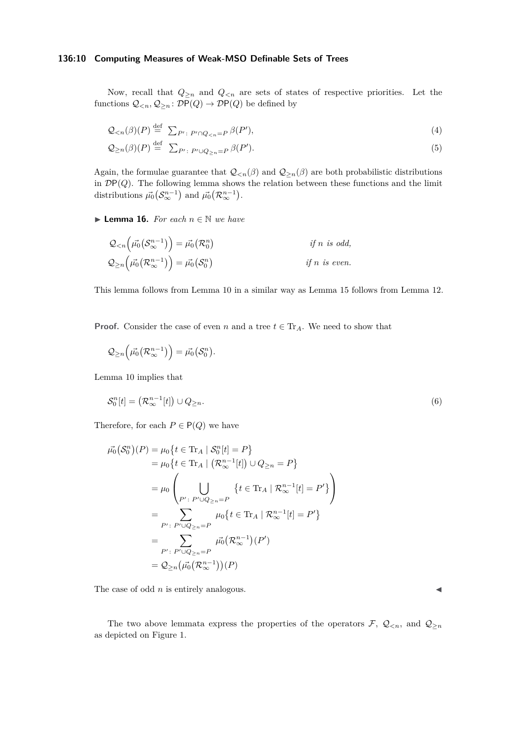Now, recall that $Q_{\geq n}$ and $Q_{<n}$ are sets of states of respective priorities. Let the functions $\mathcal{Q}_{<n}, \mathcal{Q}_{\geq n} \colon \mathcal{D}\mathsf{P}(Q) \to \mathcal{D}\mathsf{P}(Q)$ be defined by

$$\mathcal{Q}_{<n}(\beta)(P) \stackrel{\text{def}}{=} \sum_{P' \colon P' \cap Q_{<n} = P} \beta(P'), \tag{4}$$

$$\mathcal{Q}_{\geq n}(\beta)(P) \stackrel{\text{def}}{=} \sum_{P' \colon P' \cup Q_{\geq n} = P} \beta(P'). \tag{5}$$

Again, the formulae guarantee that $\mathcal{Q}_{<n}(\beta)$ and $\mathcal{Q}_{\geq n}(\beta)$ are both probabilistic distributions in $\mathcal{D}\mathsf{P}(Q)$. The following lemma shows the relation between these functions and the limit distributions $\vec{\mu_0}\big(\mathcal{S}^{n-1}_\infty\big)$ and $\vec{\mu_0}\big(\mathcal{R}^{n-1}_\infty\big)$.

▶ **Lemma 16.** *For each $n \in \mathbb{N}$ we have*

$$\mathcal{Q}_{<n}\Big(\vec{\mu_0}\big(\mathcal{S}^{n-1}_\infty\big)\Big) = \vec{\mu_0}\big(\mathcal{R}^{n}_0\big) \qquad \textit{if } n \textit{ is odd,}$$

$$\mathcal{Q}_{\geq n}\Big(\vec{\mu_0}\big(\mathcal{R}^{n-1}_\infty\big)\Big) = \vec{\mu_0}\big(\mathcal{S}^{n}_0\big) \qquad \textit{if } n \textit{ is even.}$$

This lemma follows from Lemma 10 in a similar way as Lemma 15 follows from Lemma 12.

**Proof.** Consider the case of even $n$ and a tree $t \in \mathrm{Tr}_A$. We need to show that

$$\mathcal{Q}_{\geq n}\Big(\vec{\mu_0}\big(\mathcal{R}^{n-1}_\infty\big)\Big) = \vec{\mu_0}\big(\mathcal{S}^{n}_0\big).$$

Lemma 10 implies that

$$\mathcal{S}^n_0[t] = \big(\mathcal{R}^{n-1}_\infty[t]\big) \cup Q_{\geq n}. \tag{6}$$

Therefore, for each $P \in \mathsf{P}(Q)$ we have

$$\begin{aligned}
\vec{\mu_0}\big(\mathcal{S}^n_0\big)(P) &= \mu_0\big\{t \in \mathrm{Tr}_A \mid \mathcal{S}^n_0[t] = P\big\} \\
&= \mu_0\big\{t \in \mathrm{Tr}_A \mid \big(\mathcal{R}^{n-1}_\infty[t]\big) \cup Q_{\geq n} = P\big\} \\
&= \mu_0\left(\bigcup_{P' \colon P' \cup Q_{\geq n} = P} \big\{t \in \mathrm{Tr}_A \mid \mathcal{R}^{n-1}_\infty[t] = P'\big\}\right) \\
&= \sum_{P' \colon P' \cup Q_{\geq n} = P} \mu_0\big\{t \in \mathrm{Tr}_A \mid \mathcal{R}^{n-1}_\infty[t] = P'\big\} \\
&= \sum_{P' \colon P' \cup Q_{\geq n} = P} \vec{\mu_0}\big(\mathcal{R}^{n-1}_\infty\big)(P') \\
&= \mathcal{Q}_{\geq n}\big(\vec{\mu_0}\big(\mathcal{R}^{n-1}_\infty\big)\big)(P)
\end{aligned}$$

The case of odd $n$ is entirely analogous. ◀

The two above lemmata express the properties of the operators $\mathcal{F}$, $\mathcal{Q}_{<n}$, and $\mathcal{Q}_{\geq n}$ as depicted on Figure 1.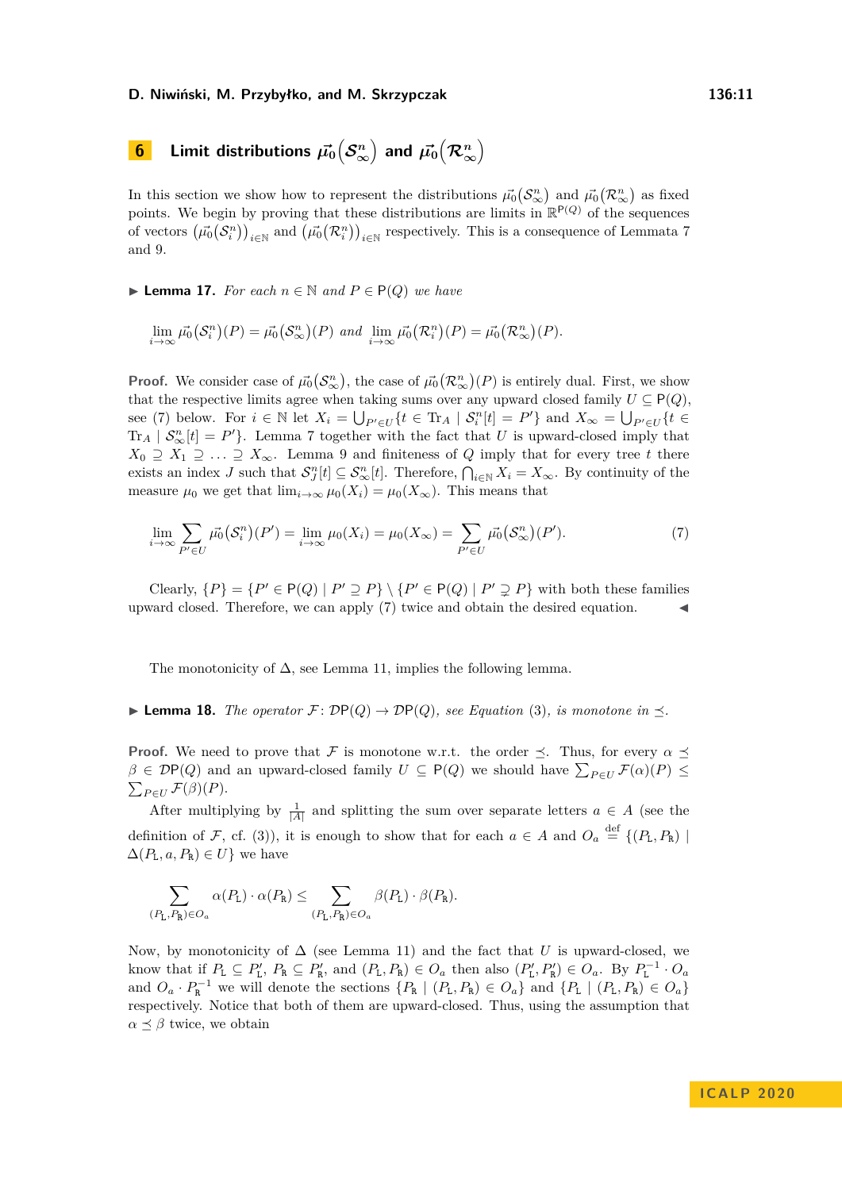## 6 Limit distributions $\vec{\mu_0}\big(\mathcal{S}^n_\infty\big)$ and $\vec{\mu_0}\big(\mathcal{R}^n_\infty\big)$

In this section we show how to represent the distributions $\vec{\mu_0}\big(\mathcal{S}^n_\infty\big)$ and $\vec{\mu_0}\big(\mathcal{R}^n_\infty\big)$ as fixed points. We begin by proving that these distributions are limits in $\mathbb{R}^{\mathsf{P}(Q)}$ of the sequences of vectors $\big(\vec{\mu_0}\big(\mathcal{S}^n_i\big)\big)_{i\in\mathbb{N}}$ and $\big(\vec{\mu_0}\big(\mathcal{R}^n_i\big)\big)_{i\in\mathbb{N}}$ respectively. This is a consequence of Lemmata 7 and 9.

▶ **Lemma 17.** *For each $n \in \mathbb{N}$ and $P \in \mathsf{P}(Q)$ we have*

$$\lim_{i\to\infty} \vec{\mu_0}\big(\mathcal{S}^n_i\big)(P) = \vec{\mu_0}\big(\mathcal{S}^n_\infty\big)(P) \text{ and } \lim_{i\to\infty} \vec{\mu_0}\big(\mathcal{R}^n_i\big)(P) = \vec{\mu_0}\big(\mathcal{R}^n_\infty\big)(P).$$

**Proof.** We consider case of $\vec{\mu_0}\big(\mathcal{S}^n_\infty\big)$, the case of $\vec{\mu_0}\big(\mathcal{R}^n_\infty\big)(P)$ is entirely dual. First, we show that the respective limits agree when taking sums over any upward closed family $U \subseteq \mathsf{P}(Q)$, see (7) below. For $i \in \mathbb{N}$ let $X_i = \bigcup_{P'\in U}\{t \in \mathrm{Tr}_A \mid \mathcal{S}^n_i[t] = P'\}$ and $X_\infty = \bigcup_{P'\in U}\{t \in \mathrm{Tr}_A \mid \mathcal{S}^n_\infty[t] = P'\}$. Lemma 7 together with the fact that $U$ is upward-closed imply that $X_0 \supseteq X_1 \supseteq \ldots \supseteq X_\infty$. Lemma 9 and finiteness of $Q$ imply that for every tree $t$ there exists an index $J$ such that $\mathcal{S}^n_J[t] \subseteq \mathcal{S}^n_\infty[t]$. Therefore, $\bigcap_{i\in\mathbb{N}} X_i = X_\infty$. By continuity of the measure $\mu_0$ we get that $\lim_{i\to\infty}\mu_0(X_i) = \mu_0(X_\infty)$. This means that

$$\lim_{i\to\infty}\sum_{P'\in U}\vec{\mu_0}\big(\mathcal{S}^n_i\big)(P') = \lim_{i\to\infty}\mu_0(X_i) = \mu_0(X_\infty) = \sum_{P'\in U}\vec{\mu_0}\big(\mathcal{S}^n_\infty\big)(P'). \tag{7}$$

Clearly, $\{P\} = \{P' \in \mathsf{P}(Q) \mid P' \supseteq P\} \setminus \{P' \in \mathsf{P}(Q) \mid P' \supsetneq P\}$ with both these families upward closed. Therefore, we can apply (7) twice and obtain the desired equation. ◀

The monotonicity of $\Delta$, see Lemma 11, implies the following lemma.

▶ **Lemma 18.** *The operator $\mathcal{F}\colon \mathcal{D}\mathsf{P}(Q) \to \mathcal{D}\mathsf{P}(Q)$, see Equation (3), is monotone in $\preceq$.*

**Proof.** We need to prove that $\mathcal{F}$ is monotone w.r.t. the order $\preceq$. Thus, for every $\alpha \preceq \beta \in \mathcal{D}\mathsf{P}(Q)$ and an upward-closed family $U \subseteq \mathsf{P}(Q)$ we should have $\sum_{P\in U}\mathcal{F}(\alpha)(P) \leq \sum_{P\in U}\mathcal{F}(\beta)(P)$.

After multiplying by $\frac{1}{|A|}$ and splitting the sum over separate letters $a \in A$ (see the definition of $\mathcal{F}$, cf. (3)), it is enough to show that for each $a \in A$ and $O_a \overset{\text{def}}{=} \{(P_{\mathtt{L}}, P_{\mathtt{R}}) \mid \Delta(P_{\mathtt{L}}, a, P_{\mathtt{R}}) \in U\}$ we have

$$\sum_{(P_{\mathtt{L}},P_{\mathtt{R}})\in O_a}\alpha(P_{\mathtt{L}})\cdot\alpha(P_{\mathtt{R}}) \leq \sum_{(P_{\mathtt{L}},P_{\mathtt{R}})\in O_a}\beta(P_{\mathtt{L}})\cdot\beta(P_{\mathtt{R}}).$$

Now, by monotonicity of $\Delta$ (see Lemma 11) and the fact that $U$ is upward-closed, we know that if $P_{\mathtt{L}} \subseteq P'_{\mathtt{L}}$, $P_{\mathtt{R}} \subseteq P'_{\mathtt{R}}$, and $(P_{\mathtt{L}}, P_{\mathtt{R}}) \in O_a$ then also $(P'_{\mathtt{L}}, P'_{\mathtt{R}}) \in O_a$. By $P_{\mathtt{L}}^{-1}\cdot O_a$ and $O_a \cdot P_{\mathtt{R}}^{-1}$ we will denote the sections $\{P_{\mathtt{R}} \mid (P_{\mathtt{L}}, P_{\mathtt{R}}) \in O_a\}$ and $\{P_{\mathtt{L}} \mid (P_{\mathtt{L}}, P_{\mathtt{R}}) \in O_a\}$ respectively. Notice that both of them are upward-closed. Thus, using the assumption that $\alpha \preceq \beta$ twice, we obtain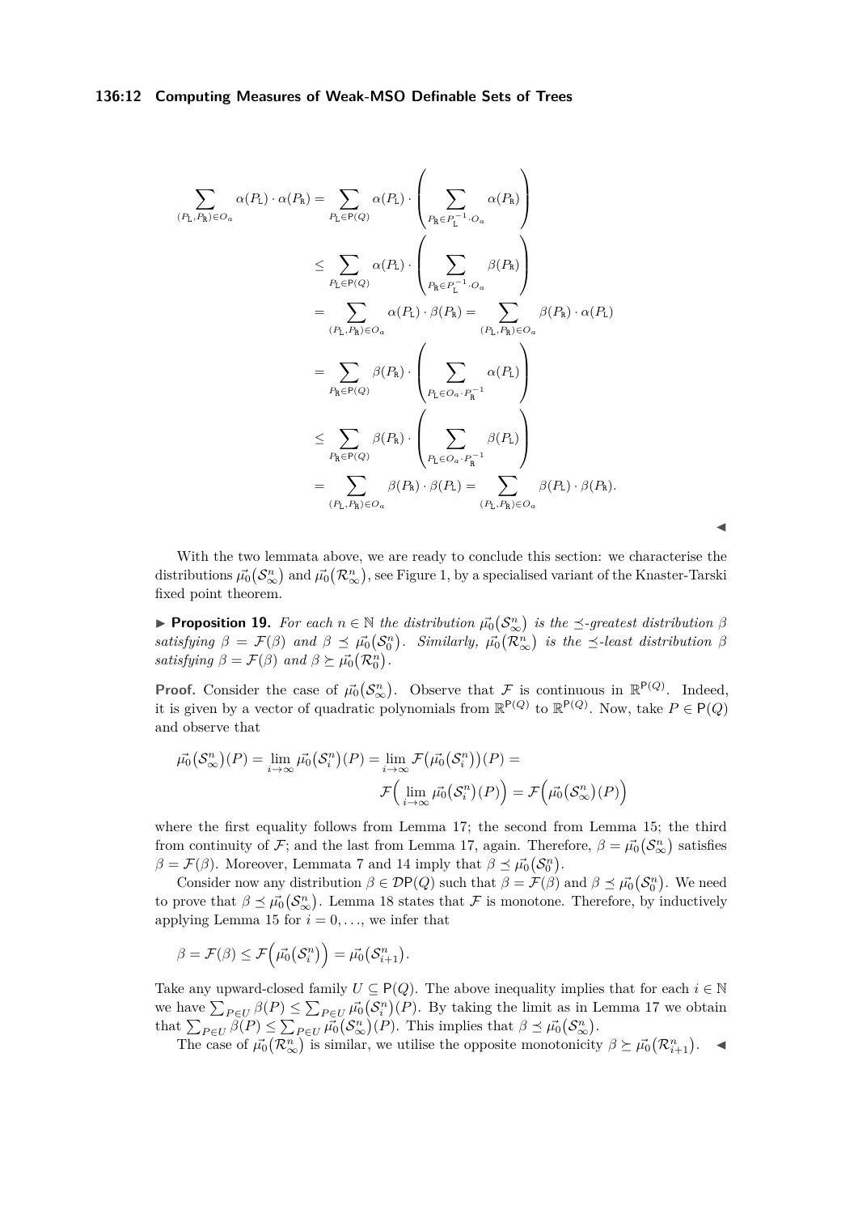$$
\begin{aligned}
\sum_{(P_{\mathtt{L}},P_{\mathtt{R}})\in O_a} \alpha(P_{\mathtt{L}})\cdot\alpha(P_{\mathtt{R}}) &= \sum_{P_{\mathtt{L}}\in \mathsf{P}(Q)} \alpha(P_{\mathtt{L}})\cdot\left(\sum_{P_{\mathtt{R}}\in P_{\mathtt{L}}^{-1}\cdot O_a} \alpha(P_{\mathtt{R}})\right)\\
&\leq \sum_{P_{\mathtt{L}}\in \mathsf{P}(Q)} \alpha(P_{\mathtt{L}})\cdot\left(\sum_{P_{\mathtt{R}}\in P_{\mathtt{L}}^{-1}\cdot O_a} \beta(P_{\mathtt{R}})\right)\\
&= \sum_{(P_{\mathtt{L}},P_{\mathtt{R}})\in O_a} \alpha(P_{\mathtt{L}})\cdot\beta(P_{\mathtt{R}}) = \sum_{(P_{\mathtt{L}},P_{\mathtt{R}})\in O_a} \beta(P_{\mathtt{R}})\cdot\alpha(P_{\mathtt{L}})\\
&= \sum_{P_{\mathtt{R}}\in \mathsf{P}(Q)} \beta(P_{\mathtt{R}})\cdot\left(\sum_{P_{\mathtt{L}}\in O_a\cdot P_{\mathtt{R}}^{-1}} \alpha(P_{\mathtt{L}})\right)\\
&\leq \sum_{P_{\mathtt{R}}\in \mathsf{P}(Q)} \beta(P_{\mathtt{R}})\cdot\left(\sum_{P_{\mathtt{L}}\in O_a\cdot P_{\mathtt{R}}^{-1}} \beta(P_{\mathtt{L}})\right)\\
&= \sum_{(P_{\mathtt{L}},P_{\mathtt{R}})\in O_a} \beta(P_{\mathtt{R}})\cdot\beta(P_{\mathtt{L}}) = \sum_{(P_{\mathtt{L}},P_{\mathtt{R}})\in O_a} \beta(P_{\mathtt{L}})\cdot\beta(P_{\mathtt{R}}).
\end{aligned}
$$

◀

With the two lemmata above, we are ready to conclude this section: we characterise the distributions $\vec{\mu_0}(\mathcal{S}^n_\infty)$ and $\vec{\mu_0}(\mathcal{R}^n_\infty)$, see Figure 1, by a specialised variant of the Knaster-Tarski fixed point theorem.

▶ **Proposition 19.** *For each $n\in\mathbb{N}$ the distribution $\vec{\mu_0}(\mathcal{S}^n_\infty)$ is the $\preceq$-greatest distribution $\beta$ satisfying $\beta=\mathcal{F}(\beta)$ and $\beta\preceq\vec{\mu_0}(\mathcal{S}^n_0)$. Similarly, $\vec{\mu_0}(\mathcal{R}^n_\infty)$ is the $\preceq$-least distribution $\beta$ satisfying $\beta=\mathcal{F}(\beta)$ and $\beta\succeq\vec{\mu_0}(\mathcal{R}^n_0)$.*

**Proof.** Consider the case of $\vec{\mu_0}(\mathcal{S}^n_\infty)$. Observe that $\mathcal{F}$ is continuous in $\mathbb{R}^{\mathsf{P}(Q)}$. Indeed, it is given by a vector of quadratic polynomials from $\mathbb{R}^{\mathsf{P}(Q)}$ to $\mathbb{R}^{\mathsf{P}(Q)}$. Now, take $P\in\mathsf{P}(Q)$ and observe that

$$
\vec{\mu_0}(\mathcal{S}^n_\infty)(P)=\lim_{i\to\infty}\vec{\mu_0}(\mathcal{S}^n_i)(P)=\lim_{i\to\infty}\mathcal{F}\big(\vec{\mu_0}(\mathcal{S}^n_i)\big)(P)=\mathcal{F}\Big(\lim_{i\to\infty}\vec{\mu_0}(\mathcal{S}^n_i)(P)\Big)=\mathcal{F}\Big(\vec{\mu_0}(\mathcal{S}^n_\infty)(P)\Big)
$$

where the first equality follows from Lemma 17; the second from Lemma 15; the third from continuity of $\mathcal{F}$; and the last from Lemma 17, again. Therefore, $\beta=\vec{\mu_0}(\mathcal{S}^n_\infty)$ satisfies $\beta=\mathcal{F}(\beta)$. Moreover, Lemmata 7 and 14 imply that $\beta\preceq\vec{\mu_0}(\mathcal{S}^n_0)$.

Consider now any distribution $\beta\in\mathcal{D}\mathsf{P}(Q)$ such that $\beta=\mathcal{F}(\beta)$ and $\beta\preceq\vec{\mu_0}(\mathcal{S}^n_0)$. We need to prove that $\beta\preceq\vec{\mu_0}(\mathcal{S}^n_\infty)$. Lemma 18 states that $\mathcal{F}$ is monotone. Therefore, by inductively applying Lemma 15 for $i=0,\ldots$, we infer that

$$
\beta=\mathcal{F}(\beta)\leq\mathcal{F}\Big(\vec{\mu_0}(\mathcal{S}^n_i)\Big)=\vec{\mu_0}(\mathcal{S}^n_{i+1}).
$$

Take any upward-closed family $U\subseteq\mathsf{P}(Q)$. The above inequality implies that for each $i\in\mathbb{N}$ we have $\sum_{P\in U}\beta(P)\leq\sum_{P\in U}\vec{\mu_0}(\mathcal{S}^n_i)(P)$. By taking the limit as in Lemma 17 we obtain that $\sum_{P\in U}\beta(P)\leq\sum_{P\in U}\vec{\mu_0}(\mathcal{S}^n_\infty)(P)$. This implies that $\beta\preceq\vec{\mu_0}(\mathcal{S}^n_\infty)$.

The case of $\vec{\mu_0}(\mathcal{R}^n_\infty)$ is similar, we utilise the opposite monotonicity $\beta\succeq\vec{\mu_0}(\mathcal{R}^n_{i+1})$. ◀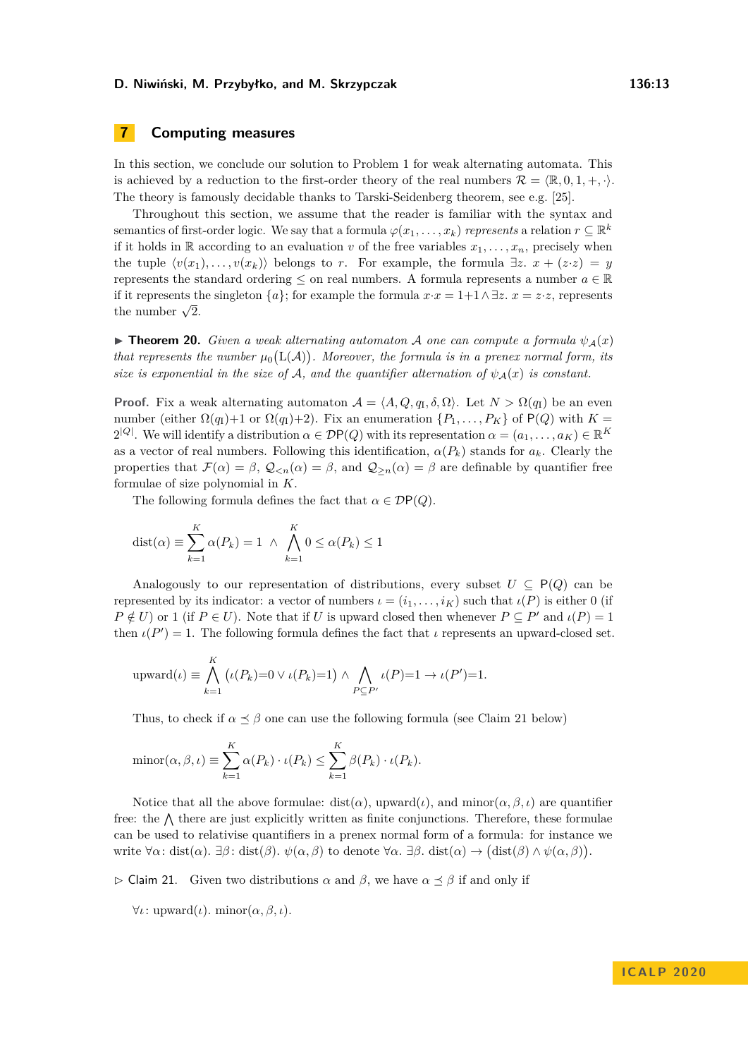## 7 Computing measures

In this section, we conclude our solution to Problem 1 for weak alternating automata. This is achieved by a reduction to the first-order theory of the real numbers $\mathcal{R} = \langle \mathbb{R}, 0, 1, +, \cdot \rangle$. The theory is famously decidable thanks to Tarski-Seidenberg theorem, see e.g. [25].

Throughout this section, we assume that the reader is familiar with the syntax and semantics of first-order logic. We say that a formula $\varphi(x_1, \ldots, x_k)$ *represents* a relation $r \subseteq \mathbb{R}^k$ if it holds in $\mathbb{R}$ according to an evaluation $v$ of the free variables $x_1, \ldots, x_n$, precisely when the tuple $\langle v(x_1), \ldots, v(x_k) \rangle$ belongs to $r$. For example, the formula $\exists z.\ x + (z \cdot z) = y$ represents the standard ordering $\leq$ on real numbers. A formula represents a number $a \in \mathbb{R}$ if it represents the singleton $\{a\}$; for example the formula $x \cdot x = 1+1 \wedge \exists z.\ x = z \cdot z$, represents the number $\sqrt{2}$.

▶ **Theorem 20.** *Given a weak alternating automaton $\mathcal{A}$ one can compute a formula $\psi_{\mathcal{A}}(x)$ that represents the number $\mu_0\big(\mathrm{L}(\mathcal{A})\big)$. Moreover, the formula is in a prenex normal form, its size is exponential in the size of $\mathcal{A}$, and the quantifier alternation of $\psi_{\mathcal{A}}(x)$ is constant.*

**Proof.** Fix a weak alternating automaton $\mathcal{A} = \langle A, Q, q_{\mathrm{I}}, \delta, \Omega \rangle$. Let $N > \Omega(q_{\mathrm{I}})$ be an even number (either $\Omega(q_{\mathrm{I}})+1$ or $\Omega(q_{\mathrm{I}})+2$). Fix an enumeration $\{P_1, \ldots, P_K\}$ of $\mathsf{P}(Q)$ with $K = 2^{|Q|}$. We will identify a distribution $\alpha \in \mathcal{D}\mathsf{P}(Q)$ with its representation $\alpha = (a_1, \ldots, a_K) \in \mathbb{R}^K$ as a vector of real numbers. Following this identification, $\alpha(P_k)$ stands for $a_k$. Clearly the properties that $\mathcal{F}(\alpha) = \beta$, $\mathcal{Q}_{<n}(\alpha) = \beta$, and $\mathcal{Q}_{\geq n}(\alpha) = \beta$ are definable by quantifier free formulae of size polynomial in $K$.

The following formula defines the fact that $\alpha \in \mathcal{D}\mathsf{P}(Q)$.

$$\mathrm{dist}(\alpha) \equiv \sum_{k=1}^{K} \alpha(P_k) = 1 \ \wedge \ \bigwedge_{k=1}^{K} 0 \leq \alpha(P_k) \leq 1$$

Analogously to our representation of distributions, every subset $U \subseteq \mathsf{P}(Q)$ can be represented by its indicator: a vector of numbers $\iota = (i_1, \ldots, i_K)$ such that $\iota(P)$ is either 0 (if $P \notin U$) or 1 (if $P \in U$). Note that if $U$ is upward closed then whenever $P \subseteq P'$ and $\iota(P) = 1$ then $\iota(P') = 1$. The following formula defines the fact that $\iota$ represents an upward-closed set.

$$\mathrm{upward}(\iota) \equiv \bigwedge_{k=1}^{K} \big(\iota(P_k){=}0 \vee \iota(P_k){=}1\big) \wedge \bigwedge_{P \subseteq P'} \iota(P){=}1 \to \iota(P'){=}1.$$

Thus, to check if $\alpha \preceq \beta$ one can use the following formula (see Claim 21 below)

$$\mathrm{minor}(\alpha, \beta, \iota) \equiv \sum_{k=1}^{K} \alpha(P_k) \cdot \iota(P_k) \leq \sum_{k=1}^{K} \beta(P_k) \cdot \iota(P_k).$$

Notice that all the above formulae: $\mathrm{dist}(\alpha)$, $\mathrm{upward}(\iota)$, and $\mathrm{minor}(\alpha, \beta, \iota)$ are quantifier free: the $\bigwedge$ there are just explicitly written as finite conjunctions. Therefore, these formulae can be used to relativise quantifiers in a prenex normal form of a formula: for instance we write $\forall \alpha \colon \mathrm{dist}(\alpha).\ \exists \beta \colon \mathrm{dist}(\beta).\ \psi(\alpha, \beta)$ to denote $\forall \alpha.\ \exists \beta.\ \mathrm{dist}(\alpha) \to \big(\mathrm{dist}(\beta) \wedge \psi(\alpha, \beta)\big)$.

▷ Claim 21. Given two distributions $\alpha$ and $\beta$, we have $\alpha \preceq \beta$ if and only if

$$\forall \iota \colon \mathrm{upward}(\iota).\ \mathrm{minor}(\alpha, \beta, \iota).$$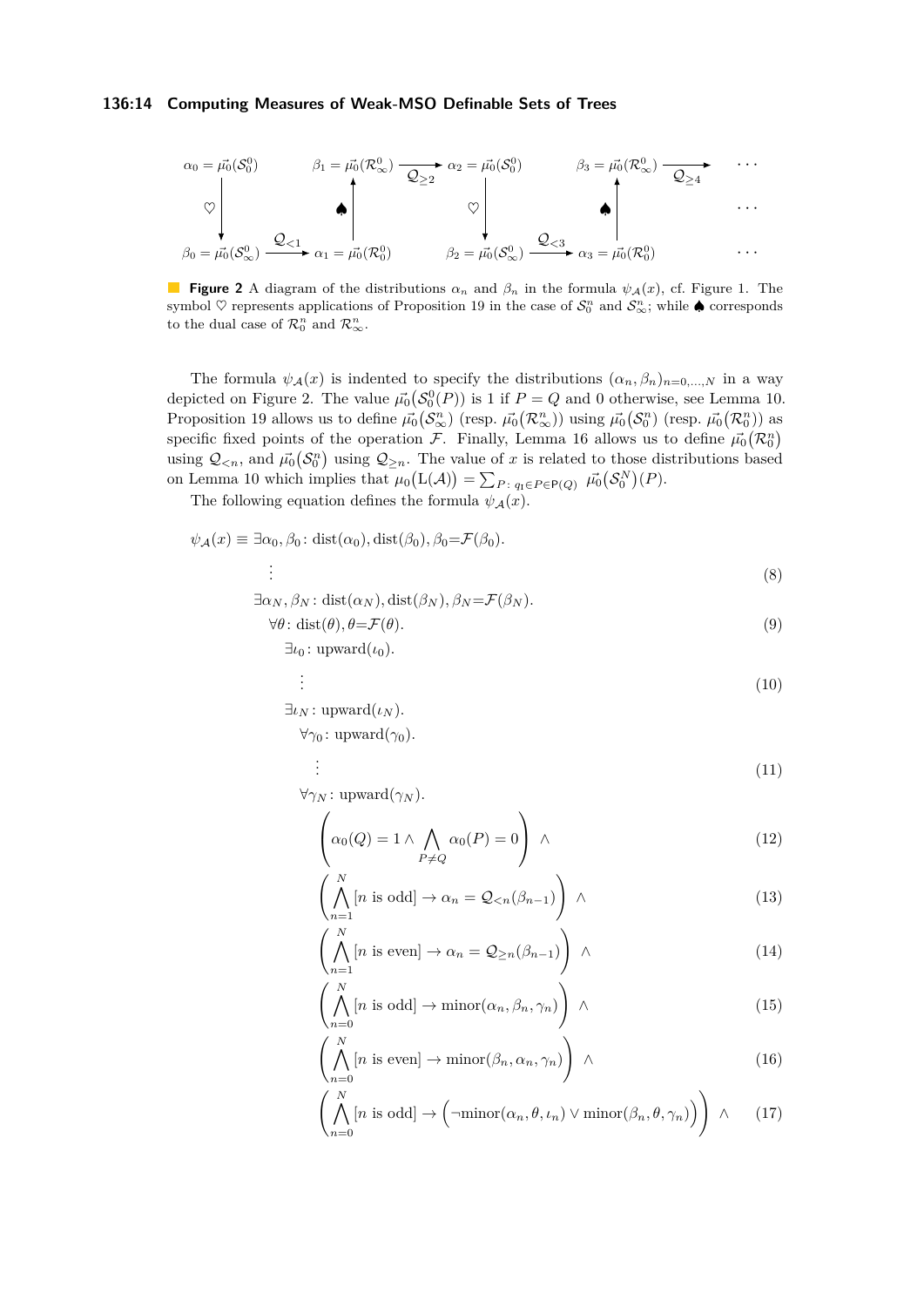$$
\begin{array}{ccccccccc}
\alpha_0 = \vec{\mu_0}(\mathcal{S}_0^0) & & \beta_1 = \vec{\mu_0}(\mathcal{R}_\infty^0) & \xrightarrow{\mathcal{Q}_{\geq 2}} & \alpha_2 = \vec{\mu_0}(\mathcal{S}_0^0) & & \beta_3 = \vec{\mu_0}(\mathcal{R}_\infty^0) & \xrightarrow{\mathcal{Q}_{\geq 4}} & \cdots \\
\downarrow \heartsuit & & \uparrow \spadesuit & & \downarrow \heartsuit & & \uparrow \spadesuit & & \cdots \\
\beta_0 = \vec{\mu_0}(\mathcal{S}_\infty^0) & \xrightarrow{\mathcal{Q}_{<1}} & \alpha_1 = \vec{\mu_0}(\mathcal{R}_0^0) & & \beta_2 = \vec{\mu_0}(\mathcal{S}_\infty^0) & \xrightarrow{\mathcal{Q}_{<3}} & \alpha_3 = \vec{\mu_0}(\mathcal{R}_0^0) & & \cdots
\end{array}
$$

**Figure 2** A diagram of the distributions $\alpha_n$ and $\beta_n$ in the formula $\psi_{\mathcal{A}}(x)$, cf. Figure 1. The symbol $\heartsuit$ represents applications of Proposition 19 in the case of $\mathcal{S}_0^n$ and $\mathcal{S}_\infty^n$; while $\spadesuit$ corresponds to the dual case of $\mathcal{R}_0^n$ and $\mathcal{R}_\infty^n$.

The formula $\psi_{\mathcal{A}}(x)$ is indented to specify the distributions $(\alpha_n, \beta_n)_{n=0,\ldots,N}$ in a way depicted on Figure 2. The value $\vec{\mu_0}(\mathcal{S}_0^0(P))$ is 1 if $P = Q$ and 0 otherwise, see Lemma 10. Proposition 19 allows us to define $\vec{\mu_0}(\mathcal{S}_\infty^n)$ (resp. $\vec{\mu_0}(\mathcal{R}_\infty^n)$) using $\vec{\mu_0}(\mathcal{S}_0^n)$ (resp. $\vec{\mu_0}(\mathcal{R}_0^n)$) as specific fixed points of the operation $\mathcal{F}$. Finally, Lemma 16 allows us to define $\vec{\mu_0}(\mathcal{R}_0^n)$ using $\mathcal{Q}_{<n}$, and $\vec{\mu_0}(\mathcal{S}_0^n)$ using $\mathcal{Q}_{\geq n}$. The value of $x$ is related to those distributions based on Lemma 10 which implies that $\mu_0(\mathrm{L}(\mathcal{A})) = \sum_{P\colon q_I \in P \in \mathsf{P}(Q)} \vec{\mu_0}(\mathcal{S}_0^N)(P)$.

The following equation defines the formula $\psi_{\mathcal{A}}(x)$.

$$
\begin{aligned}
\psi_{\mathcal{A}}(x) \equiv\ & \exists \alpha_0, \beta_0 \colon \mathrm{dist}(\alpha_0), \mathrm{dist}(\beta_0), \beta_0{=}\mathcal{F}(\beta_0). \\
& \quad \vdots \qquad\qquad\qquad\qquad\qquad\qquad\qquad\qquad\qquad\qquad\qquad\qquad\qquad\qquad (8) \\
& \exists \alpha_N, \beta_N \colon \mathrm{dist}(\alpha_N), \mathrm{dist}(\beta_N), \beta_N{=}\mathcal{F}(\beta_N). \\
& \quad \forall \theta \colon \mathrm{dist}(\theta), \theta{=}\mathcal{F}(\theta). \qquad\qquad\qquad\qquad\qquad\qquad\qquad\qquad\qquad (9) \\
& \quad\quad \exists \iota_0 \colon \mathrm{upward}(\iota_0). \\
& \quad\quad\quad \vdots \qquad\qquad\qquad\qquad\qquad\qquad\qquad\qquad\qquad\qquad\qquad\qquad\qquad (10) \\
& \quad\quad \exists \iota_N \colon \mathrm{upward}(\iota_N). \\
& \quad\quad\quad \forall \gamma_0 \colon \mathrm{upward}(\gamma_0). \\
& \quad\quad\quad\quad \vdots \qquad\qquad\qquad\qquad\qquad\qquad\qquad\qquad\qquad\qquad\qquad\qquad (11) \\
& \quad\quad\quad \forall \gamma_N \colon \mathrm{upward}(\gamma_N). \\
& \quad\quad\quad\quad \left(\alpha_0(Q) = 1 \wedge \bigwedge_{P \neq Q} \alpha_0(P) = 0\right) \ \wedge \qquad\qquad\qquad\qquad\qquad (12) \\
& \quad\quad\quad\quad \left(\bigwedge_{n=1}^{N} [n \text{ is odd}] \to \alpha_n = \mathcal{Q}_{<n}(\beta_{n-1})\right) \ \wedge \qquad\qquad\qquad\qquad (13) \\
& \quad\quad\quad\quad \left(\bigwedge_{n=1}^{N} [n \text{ is even}] \to \alpha_n = \mathcal{Q}_{\geq n}(\beta_{n-1})\right) \ \wedge \qquad\qquad\qquad\qquad (14) \\
& \quad\quad\quad\quad \left(\bigwedge_{n=0}^{N} [n \text{ is odd}] \to \mathrm{minor}(\alpha_n, \beta_n, \gamma_n)\right) \ \wedge \qquad\qquad\qquad\qquad (15) \\
& \quad\quad\quad\quad \left(\bigwedge_{n=0}^{N} [n \text{ is even}] \to \mathrm{minor}(\beta_n, \alpha_n, \gamma_n)\right) \ \wedge \qquad\qquad\qquad\qquad (16) \\
& \quad\quad\quad\quad \left(\bigwedge_{n=0}^{N} [n \text{ is odd}] \to \Big(\neg\mathrm{minor}(\alpha_n, \theta, \iota_n) \vee \mathrm{minor}(\beta_n, \theta, \gamma_n)\Big)\right) \ \wedge \qquad (17)
\end{aligned}
$$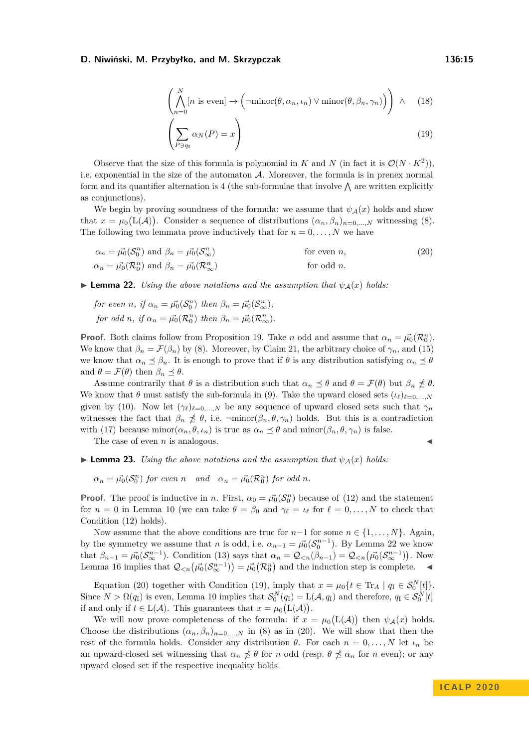$$\left(\bigwedge_{n=0}^{N} [n \text{ is even}] \rightarrow \left(\neg\text{minor}(\theta, \alpha_n, \iota_n) \vee \text{minor}(\theta, \beta_n, \gamma_n)\right)\right) \quad \wedge \tag{18}$$

$$\left(\sum_{P \ni q_{\mathrm{I}}} \alpha_N(P) = x\right) \tag{19}$$

Observe that the size of this formula is polynomial in $K$ and $N$ (in fact it is $\mathcal{O}(N \cdot K^2)$), i.e. exponential in the size of the automaton $\mathcal{A}$. Moreover, the formula is in prenex normal form and its quantifier alternation is 4 (the sub-formulae that involve $\bigwedge$ are written explicitly as conjunctions).

We begin by proving soundness of the formula: we assume that $\psi_{\mathcal{A}}(x)$ holds and show that $x = \mu_0\big(\mathrm{L}(\mathcal{A})\big)$. Consider a sequence of distributions $(\alpha_n, \beta_n)_{n=0,\ldots,N}$ witnessing (8). The following two lemmata prove inductively that for $n = 0, \ldots, N$ we have

$$\begin{aligned} &\alpha_n = \vec{\mu_0}(\mathcal{S}_0^n) \text{ and } \beta_n = \vec{\mu_0}(\mathcal{S}_\infty^n) && \text{for even } n, \\ &\alpha_n = \vec{\mu_0}(\mathcal{R}_0^n) \text{ and } \beta_n = \vec{\mu_0}(\mathcal{R}_\infty^n) && \text{for odd } n. \end{aligned} \tag{20}$$

▶ **Lemma 22.** *Using the above notations and the assumption that $\psi_{\mathcal{A}}(x)$ holds:*

*for even $n$, if $\alpha_n = \vec{\mu_0}(\mathcal{S}_0^n)$ then $\beta_n = \vec{\mu_0}(\mathcal{S}_\infty^n)$,*
*for odd $n$, if $\alpha_n = \vec{\mu_0}(\mathcal{R}_0^n)$ then $\beta_n = \vec{\mu_0}(\mathcal{R}_\infty^n)$.*

**Proof.** Both claims follow from Proposition 19. Take $n$ odd and assume that $\alpha_n = \vec{\mu_0}(\mathcal{R}_0^n)$. We know that $\beta_n = \mathcal{F}(\beta_n)$ by (8). Moreover, by Claim 21, the arbitrary choice of $\gamma_n$, and (15) we know that $\alpha_n \preceq \beta_n$. It is enough to prove that if $\theta$ is any distribution satisfying $\alpha_n \preceq \theta$ and $\theta = \mathcal{F}(\theta)$ then $\beta_n \preceq \theta$.

Assume contrarily that $\theta$ is a distribution such that $\alpha_n \preceq \theta$ and $\theta = \mathcal{F}(\theta)$ but $\beta_n \not\preceq \theta$. We know that $\theta$ must satisfy the sub-formula in (9). Take the upward closed sets $(\iota_\ell)_{\ell=0,\ldots,N}$ given by (10). Now let $(\gamma_\ell)_{\ell=0,\ldots,N}$ be any sequence of upward closed sets such that $\gamma_n$ witnesses the fact that $\beta_n \not\preceq \theta$, i.e. $\neg\text{minor}(\beta_n, \theta, \gamma_n)$ holds. But this is a contradiction with (17) because $\text{minor}(\alpha_n, \theta, \iota_n)$ is true as $\alpha_n \preceq \theta$ and $\text{minor}(\beta_n, \theta, \gamma_n)$ is false.

The case of even $n$ is analogous. ◀

▶ **Lemma 23.** *Using the above notations and the assumption that $\psi_{\mathcal{A}}(x)$ holds:*

*$\alpha_n = \vec{\mu_0}(\mathcal{S}_0^n)$ for even $n$ and $\alpha_n = \vec{\mu_0}(\mathcal{R}_0^n)$ for odd $n$.*

**Proof.** The proof is inductive in $n$. First, $\alpha_0 = \vec{\mu_0}(\mathcal{S}_0^n)$ because of (12) and the statement for $n = 0$ in Lemma 10 (we can take $\theta = \beta_0$ and $\gamma_\ell = \iota_\ell$ for $\ell = 0, \ldots, N$ to check that Condition (12) holds).

Now assume that the above conditions are true for $n-1$ for some $n \in \{1, \ldots, N\}$. Again, by the symmetry we assume that $n$ is odd, i.e. $\alpha_{n-1} = \vec{\mu_0}(\mathcal{S}_0^{n-1})$. By Lemma 22 we know that $\beta_{n-1} = \vec{\mu_0}(\mathcal{S}_\infty^{n-1})$. Condition (13) says that $\alpha_n = \mathcal{Q}_{<n}(\beta_{n-1}) = \mathcal{Q}_{<n}\big(\vec{\mu_0}(\mathcal{S}_\infty^{n-1})\big)$. Now Lemma 16 implies that $\mathcal{Q}_{<n}\big(\vec{\mu_0}(\mathcal{S}_\infty^{n-1})\big) = \vec{\mu_0}\big(\mathcal{R}_0^n\big)$ and the induction step is complete. ◀

Equation (20) together with Condition (19), imply that $x = \mu_0\{t \in \mathrm{Tr}_A \mid q_{\mathrm{I}} \in \mathcal{S}_0^N[t]\}$. Since $N > \Omega(q_{\mathrm{I}})$ is even, Lemma 10 implies that $\mathcal{S}_0^N(q_{\mathrm{I}}) = \mathrm{L}(\mathcal{A}, q_{\mathrm{I}})$ and therefore, $q_{\mathrm{I}} \in \mathcal{S}_0^N[t]$ if and only if $t \in \mathrm{L}(\mathcal{A})$. This guarantees that $x = \mu_0\big(\mathrm{L}(\mathcal{A})\big)$.

We will now prove completeness of the formula: if $x = \mu_0\big(\mathrm{L}(\mathcal{A})\big)$ then $\psi_{\mathcal{A}}(x)$ holds. Choose the distributions $(\alpha_n, \beta_n)_{n=0,\ldots,N}$ in (8) as in (20). We will show that then the rest of the formula holds. Consider any distribution $\theta$. For each $n = 0, \ldots, N$ let $\iota_n$ be an upward-closed set witnessing that $\alpha_n \not\preceq \theta$ for $n$ odd (resp. $\theta \not\preceq \alpha_n$ for $n$ even); or any upward closed set if the respective inequality holds.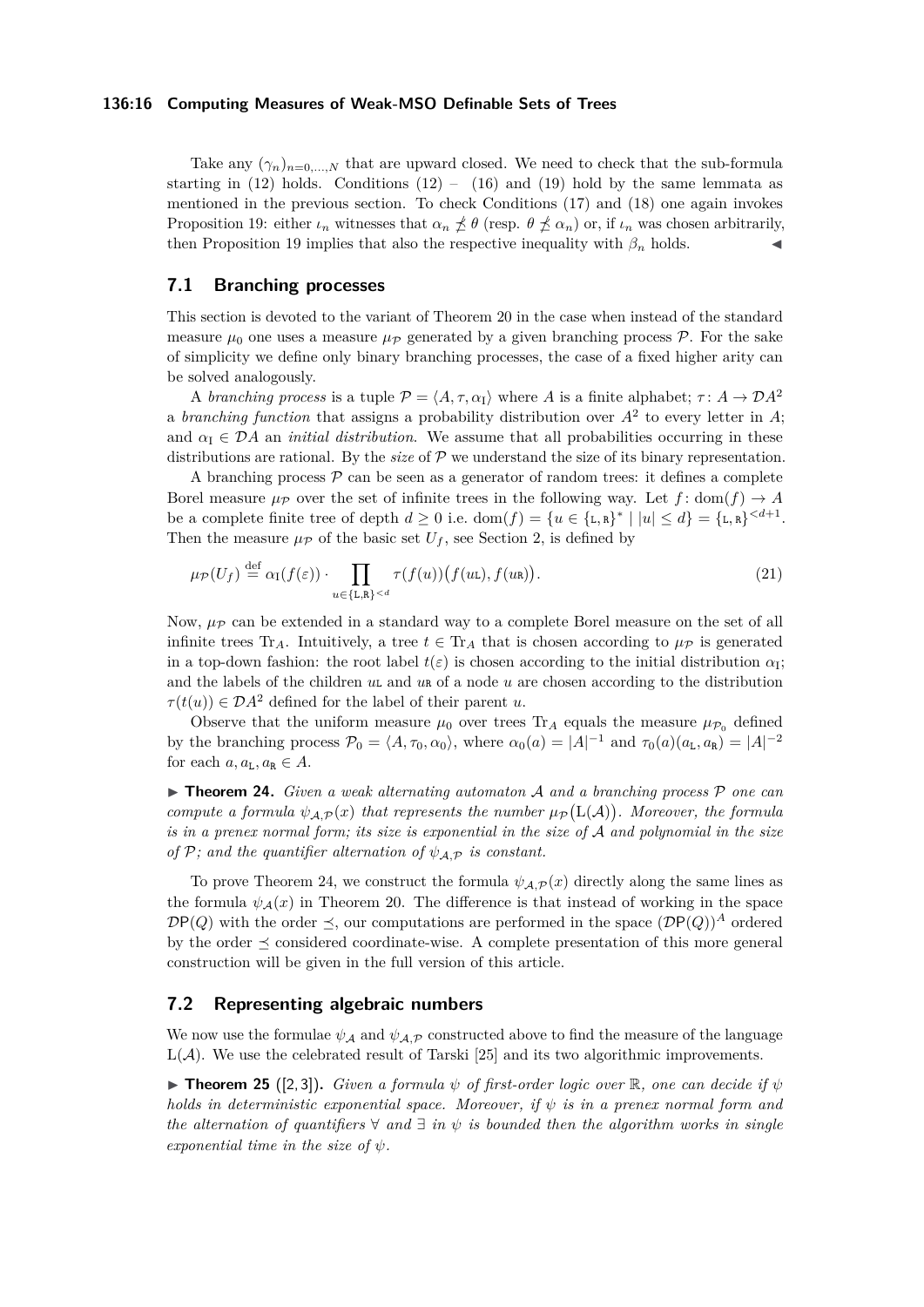Take any $(\gamma_n)_{n=0,\dots,N}$ that are upward closed. We need to check that the sub-formula starting in (12) holds. Conditions (12) – (16) and (19) hold by the same lemmata as mentioned in the previous section. To check Conditions (17) and (18) one again invokes Proposition 19: either $\iota_n$ witnesses that $\alpha_n \not\preceq \theta$ (resp. $\theta \not\preceq \alpha_n$) or, if $\iota_n$ was chosen arbitrarily, then Proposition 19 implies that also the respective inequality with $\beta_n$ holds. ◀

## 7.1 Branching processes

This section is devoted to the variant of Theorem 20 in the case when instead of the standard measure $\mu_0$ one uses a measure $\mu_{\mathcal{P}}$ generated by a given branching process $\mathcal{P}$. For the sake of simplicity we define only binary branching processes, the case of a fixed higher arity can be solved analogously.

A *branching process* is a tuple $\mathcal{P} = \langle A, \tau, \alpha_{\mathrm{I}} \rangle$ where $A$ is a finite alphabet; $\tau \colon A \to \mathcal{D}A^2$ a *branching function* that assigns a probability distribution over $A^2$ to every letter in $A$; and $\alpha_{\mathrm{I}} \in \mathcal{D}A$ an *initial distribution*. We assume that all probabilities occurring in these distributions are rational. By the *size* of $\mathcal{P}$ we understand the size of its binary representation.

A branching process $\mathcal{P}$ can be seen as a generator of random trees: it defines a complete Borel measure $\mu_{\mathcal{P}}$ over the set of infinite trees in the following way. Let $f \colon \mathrm{dom}(f) \to A$ be a complete finite tree of depth $d \geq 0$ i.e. $\mathrm{dom}(f) = \{u \in \{\mathtt{L}, \mathtt{R}\}^* \mid |u| \leq d\} = \{\mathtt{L}, \mathtt{R}\}^{<d+1}$. Then the measure $\mu_{\mathcal{P}}$ of the basic set $U_f$, see Section 2, is defined by

$$\mu_{\mathcal{P}}(U_f) \stackrel{\text{def}}{=} \alpha_{\mathrm{I}}(f(\varepsilon)) \cdot \prod_{u \in \{\mathtt{L},\mathtt{R}\}^{<d}} \tau(f(u))\big(f(u\mathtt{L}), f(u\mathtt{R})\big). \tag{21}$$

Now, $\mu_{\mathcal{P}}$ can be extended in a standard way to a complete Borel measure on the set of all infinite trees $\mathrm{Tr}_A$. Intuitively, a tree $t \in \mathrm{Tr}_A$ that is chosen according to $\mu_{\mathcal{P}}$ is generated in a top-down fashion: the root label $t(\varepsilon)$ is chosen according to the initial distribution $\alpha_{\mathrm{I}}$; and the labels of the children $u\mathtt{L}$ and $u\mathtt{R}$ of a node $u$ are chosen according to the distribution $\tau(t(u)) \in \mathcal{D}A^2$ defined for the label of their parent $u$.

Observe that the uniform measure $\mu_0$ over trees $\mathrm{Tr}_A$ equals the measure $\mu_{\mathcal{P}_0}$ defined by the branching process $\mathcal{P}_0 = \langle A, \tau_0, \alpha_0 \rangle$, where $\alpha_0(a) = |A|^{-1}$ and $\tau_0(a)(a_{\mathtt{L}}, a_{\mathtt{R}}) = |A|^{-2}$ for each $a, a_{\mathtt{L}}, a_{\mathtt{R}} \in A$.

▶ **Theorem 24.** *Given a weak alternating automaton $\mathcal{A}$ and a branching process $\mathcal{P}$ one can compute a formula $\psi_{\mathcal{A},\mathcal{P}}(x)$ that represents the number $\mu_{\mathcal{P}}\big(\mathrm{L}(\mathcal{A})\big)$. Moreover, the formula is in a prenex normal form; its size is exponential in the size of $\mathcal{A}$ and polynomial in the size of $\mathcal{P}$; and the quantifier alternation of $\psi_{\mathcal{A},\mathcal{P}}$ is constant.*

To prove Theorem 24, we construct the formula $\psi_{\mathcal{A},\mathcal{P}}(x)$ directly along the same lines as the formula $\psi_{\mathcal{A}}(x)$ in Theorem 20. The difference is that instead of working in the space $\mathcal{D}\mathsf{P}(Q)$ with the order $\preceq$, our computations are performed in the space $(\mathcal{D}\mathsf{P}(Q))^A$ ordered by the order $\preceq$ considered coordinate-wise. A complete presentation of this more general construction will be given in the full version of this article.

## 7.2 Representing algebraic numbers

We now use the formulae $\psi_{\mathcal{A}}$ and $\psi_{\mathcal{A},\mathcal{P}}$ constructed above to find the measure of the language $\mathrm{L}(\mathcal{A})$. We use the celebrated result of Tarski [25] and its two algorithmic improvements.

▶ **Theorem 25** ([2, 3])**.** *Given a formula $\psi$ of first-order logic over $\mathbb{R}$, one can decide if $\psi$ holds in deterministic exponential space. Moreover, if $\psi$ is in a prenex normal form and the alternation of quantifiers $\forall$ and $\exists$ in $\psi$ is bounded then the algorithm works in single exponential time in the size of $\psi$.*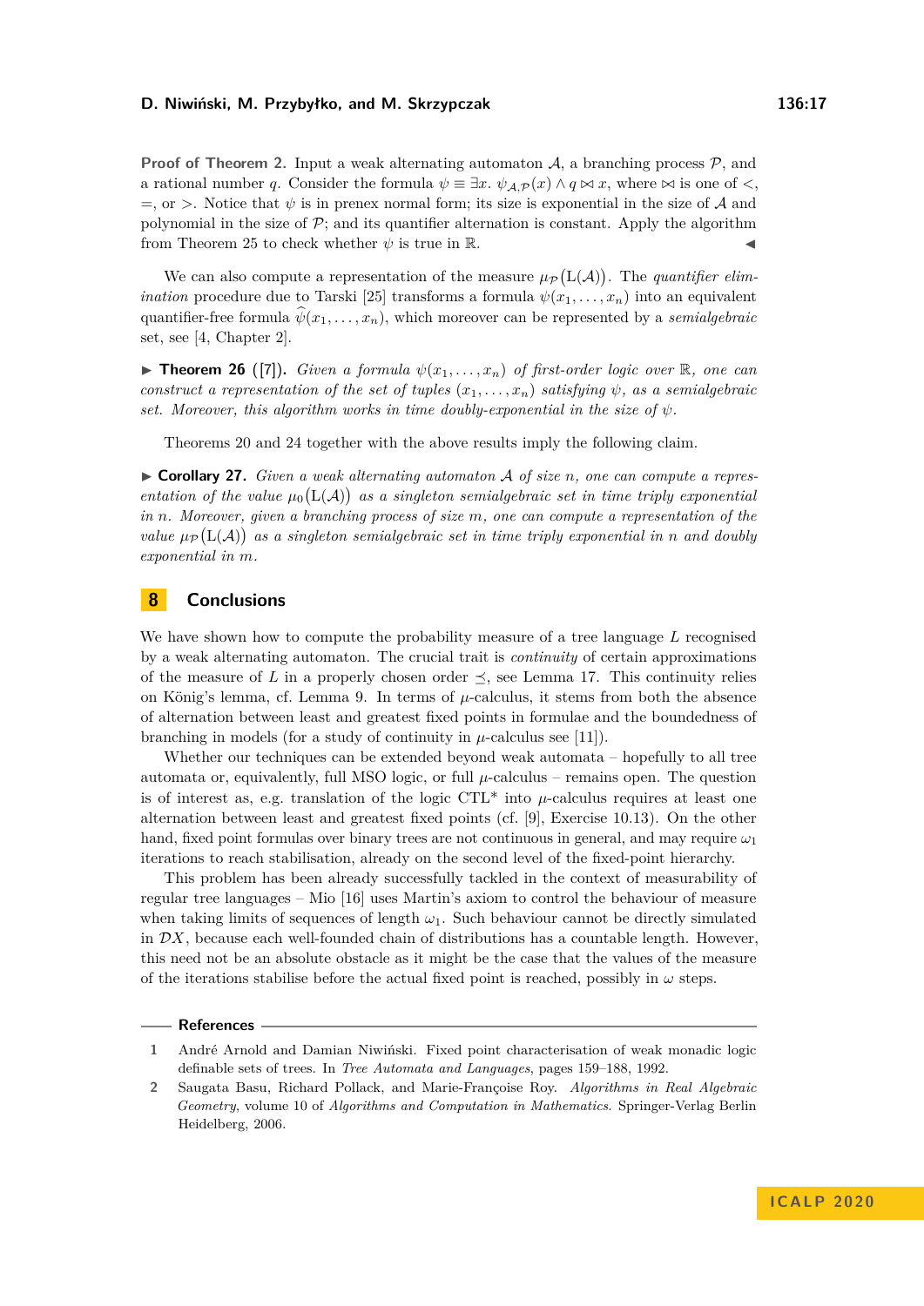**Proof of Theorem 2.** Input a weak alternating automaton $\mathcal{A}$, a branching process $\mathcal{P}$, and a rational number $q$. Consider the formula $\psi \equiv \exists x.\ \psi_{\mathcal{A},\mathcal{P}}(x) \wedge q \bowtie x$, where $\bowtie$ is one of $<$, $=$, or $>$. Notice that $\psi$ is in prenex normal form; its size is exponential in the size of $\mathcal{A}$ and polynomial in the size of $\mathcal{P}$; and its quantifier alternation is constant. Apply the algorithm from Theorem 25 to check whether $\psi$ is true in $\mathbb{R}$. ◀

We can also compute a representation of the measure $\mu_{\mathcal{P}}(\mathrm{L}(\mathcal{A}))$. The *quantifier elimination* procedure due to Tarski [25] transforms a formula $\psi(x_1, \ldots, x_n)$ into an equivalent quantifier-free formula $\widehat{\psi}(x_1, \ldots, x_n)$, which moreover can be represented by a *semialgebraic* set, see [4, Chapter 2].

▶ **Theorem 26** ([7]). *Given a formula $\psi(x_1, \ldots, x_n)$ of first-order logic over $\mathbb{R}$, one can construct a representation of the set of tuples $(x_1, \ldots, x_n)$ satisfying $\psi$, as a semialgebraic set. Moreover, this algorithm works in time doubly-exponential in the size of $\psi$.*

Theorems 20 and 24 together with the above results imply the following claim.

▶ **Corollary 27.** *Given a weak alternating automaton $\mathcal{A}$ of size $n$, one can compute a representation of the value $\mu_0(\mathrm{L}(\mathcal{A}))$ as a singleton semialgebraic set in time triply exponential in $n$. Moreover, given a branching process of size $m$, one can compute a representation of the value $\mu_{\mathcal{P}}(\mathrm{L}(\mathcal{A}))$ as a singleton semialgebraic set in time triply exponential in $n$ and doubly exponential in $m$.*

## 8 Conclusions

We have shown how to compute the probability measure of a tree language $L$ recognised by a weak alternating automaton. The crucial trait is *continuity* of certain approximations of the measure of $L$ in a properly chosen order $\preceq$, see Lemma 17. This continuity relies on König's lemma, cf. Lemma 9. In terms of $\mu$-calculus, it stems from both the absence of alternation between least and greatest fixed points in formulae and the boundedness of branching in models (for a study of continuity in $\mu$-calculus see [11]).

Whether our techniques can be extended beyond weak automata – hopefully to all tree automata or, equivalently, full MSO logic, or full $\mu$-calculus – remains open. The question is of interest as, e.g. translation of the logic CTL* into $\mu$-calculus requires at least one alternation between least and greatest fixed points (cf. [9], Exercise 10.13). On the other hand, fixed point formulas over binary trees are not continuous in general, and may require $\omega_1$ iterations to reach stabilisation, already on the second level of the fixed-point hierarchy.

This problem has been already successfully tackled in the context of measurability of regular tree languages – Mio [16] uses Martin's axiom to control the behaviour of measure when taking limits of sequences of length $\omega_1$. Such behaviour cannot be directly simulated in $\mathcal{D}X$, because each well-founded chain of distributions has a countable length. However, this need not be an absolute obstacle as it might be the case that the values of the measure of the iterations stabilise before the actual fixed point is reached, possibly in $\omega$ steps.

## References

1. André Arnold and Damian Niwiński. Fixed point characterisation of weak monadic logic definable sets of trees. In *Tree Automata and Languages*, pages 159–188, 1992.
2. Saugata Basu, Richard Pollack, and Marie-Françoise Roy. *Algorithms in Real Algebraic Geometry*, volume 10 of *Algorithms and Computation in Mathematics*. Springer-Verlag Berlin Heidelberg, 2006.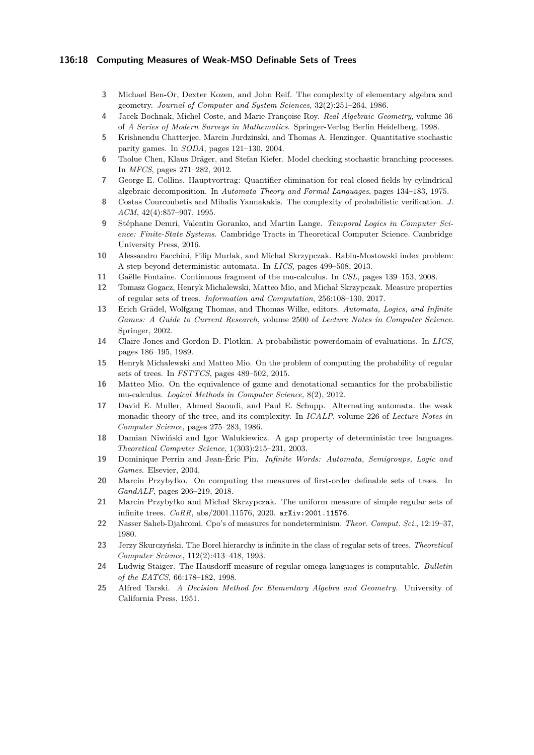3 Michael Ben-Or, Dexter Kozen, and John Reif. The complexity of elementary algebra and geometry. *Journal of Computer and System Sciences*, 32(2):251–264, 1986.

4 Jacek Bochnak, Michel Coste, and Marie-Françoise Roy. *Real Algebraic Geometry*, volume 36 of *A Series of Modern Surveys in Mathematics*. Springer-Verlag Berlin Heidelberg, 1998.

5 Krishnendu Chatterjee, Marcin Jurdzinski, and Thomas A. Henzinger. Quantitative stochastic parity games. In *SODA*, pages 121–130, 2004.

6 Taolue Chen, Klaus Dräger, and Stefan Kiefer. Model checking stochastic branching processes. In *MFCS*, pages 271–282, 2012.

7 George E. Collins. Hauptvortrag: Quantifier elimination for real closed fields by cylindrical algebraic decomposition. In *Automata Theory and Formal Languages*, pages 134–183, 1975.

8 Costas Courcoubetis and Mihalis Yannakakis. The complexity of probabilistic verification. *J. ACM*, 42(4):857–907, 1995.

9 Stéphane Demri, Valentin Goranko, and Martin Lange. *Temporal Logics in Computer Science: Finite-State Systems*. Cambridge Tracts in Theoretical Computer Science. Cambridge University Press, 2016.

10 Alessandro Facchini, Filip Murlak, and Michał Skrzypczak. Rabin-Mostowski index problem: A step beyond deterministic automata. In *LICS*, pages 499–508, 2013.

11 Gaëlle Fontaine. Continuous fragment of the mu-calculus. In *CSL*, pages 139–153, 2008.

12 Tomasz Gogacz, Henryk Michalewski, Matteo Mio, and Michał Skrzypczak. Measure properties of regular sets of trees. *Information and Computation*, 256:108–130, 2017.

13 Erich Grädel, Wolfgang Thomas, and Thomas Wilke, editors. *Automata, Logics, and Infinite Games: A Guide to Current Research*, volume 2500 of *Lecture Notes in Computer Science*. Springer, 2002.

14 Claire Jones and Gordon D. Plotkin. A probabilistic powerdomain of evaluations. In *LICS*, pages 186–195, 1989.

15 Henryk Michalewski and Matteo Mio. On the problem of computing the probability of regular sets of trees. In *FSTTCS*, pages 489–502, 2015.

16 Matteo Mio. On the equivalence of game and denotational semantics for the probabilistic mu-calculus. *Logical Methods in Computer Science*, 8(2), 2012.

17 David E. Muller, Ahmed Saoudi, and Paul E. Schupp. Alternating automata. the weak monadic theory of the tree, and its complexity. In *ICALP*, volume 226 of *Lecture Notes in Computer Science*, pages 275–283, 1986.

18 Damian Niwiński and Igor Walukiewicz. A gap property of deterministic tree languages. *Theoretical Computer Science*, 1(303):215–231, 2003.

19 Dominique Perrin and Jean-Éric Pin. *Infinite Words: Automata, Semigroups, Logic and Games*. Elsevier, 2004.

20 Marcin Przybyłko. On computing the measures of first-order definable sets of trees. In *GandALF*, pages 206–219, 2018.

21 Marcin Przybyłko and Michał Skrzypczak. The uniform measure of simple regular sets of infinite trees. *CoRR*, abs/2001.11576, 2020. arXiv:2001.11576.

22 Nasser Saheb-Djahromi. Cpo's of measures for nondeterminism. *Theor. Comput. Sci.*, 12:19–37, 1980.

23 Jerzy Skurczyński. The Borel hierarchy is infinite in the class of regular sets of trees. *Theoretical Computer Science*, 112(2):413–418, 1993.

24 Ludwig Staiger. The Hausdorff measure of regular omega-languages is computable. *Bulletin of the EATCS*, 66:178–182, 1998.

25 Alfred Tarski. *A Decision Method for Elementary Algebra and Geometry*. University of California Press, 1951.